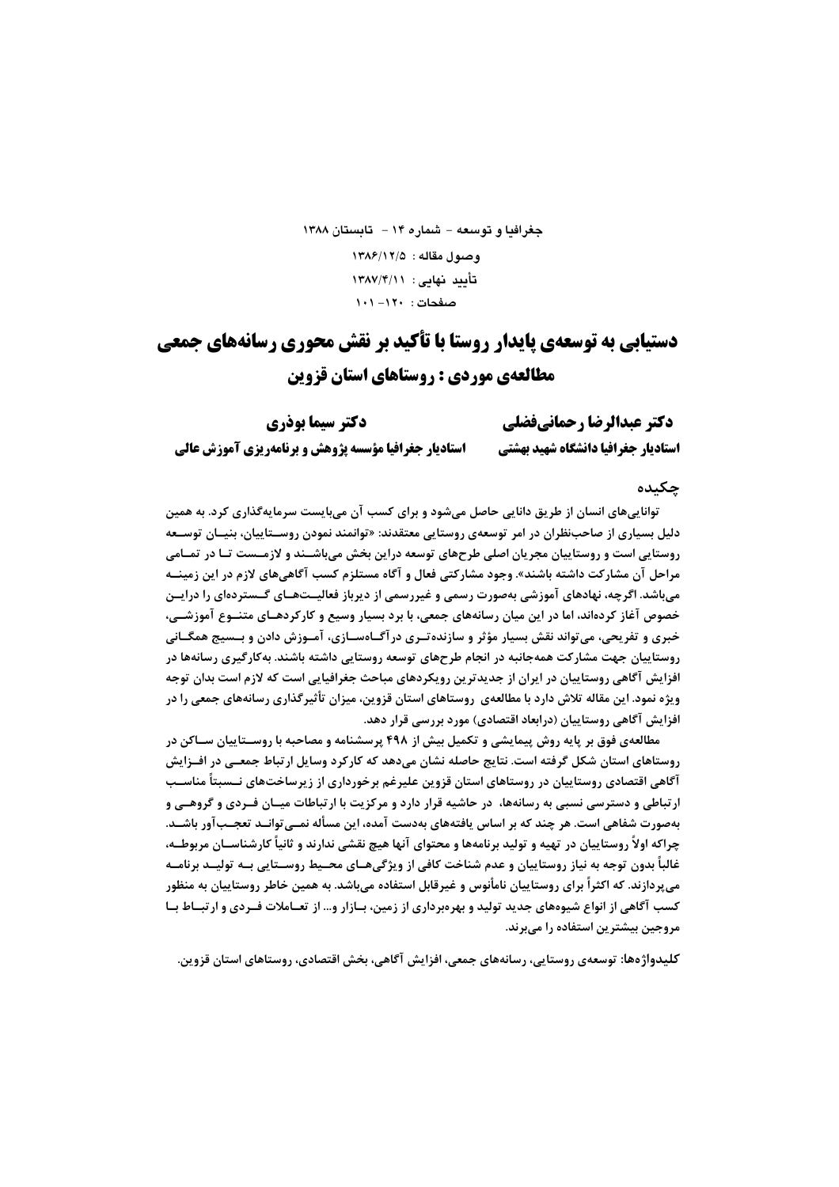# دستیابی به توسعه‌ی پایدار روستا با تأکید بر نقش محوری رسانه‌های جمعی
## مطالعه‌ی موردی : روستاهای استان قزوین

**دکتر عبدالرضا رحمانی‌فضلی**
**استادیار جغرافیا دانشگاه شهید بهشتی**

**دکتر سیما بوذری**
**استادیار جغرافیا مؤسسه پژوهش و برنامه‌ریزی آموزش عالی**

وصول مقاله : ۱۳۸۶/۱۲/۵
تأیید نهایی : ۱۳۸۷/۴/۱۱

### چکیده

توانایی‌های انسان از طریق دانایی حاصل می‌شود و برای کسب آن می‌بایست سرمایه‌گذاری کرد. به همین دلیل بسیاری از صاحب‌نظران در امر توسعه‌ی روستایی معتقدند: «توانمند نمودن روستاییان، بنیان توسعه روستایی است و روستاییان مجریان اصلی طرح‌های توسعه دراین بخش می‌باشند و لازمست تا در تمامی مراحل آن مشارکت داشته باشند». وجود مشارکتی فعال و آگاه مستلزم کسب آگاهی‌های لازم در این زمینه می‌باشد. اگرچه، نهادهای آموزشی به‌صورت رسمی و غیررسمی از دیرباز فعالیت‌های گسترده‌ای را دراین خصوص آغاز کرده‌اند، اما در این میان رسانه‌های جمعی، با برد بسیار وسیع و کارکردهای متنوع آموزشی، خبری و تفریحی، می‌تواند نقش بسیار مؤثر و سازنده‌تری درآگاه‌سازی، آموزش دادن و بسیج همگانی روستاییان جهت مشارکت همه‌جانبه در انجام طرح‌های توسعه روستایی داشته باشند. به‌کارگیری رسانه‌ها در افزایش آگاهی روستاییان در ایران از جدیدترین رویکردهای مباحث جغرافیایی است که لازم است بدان توجه ویژه نمود. این مقاله تلاش دارد با مطالعه‌ی روستاهای استان قزوین، میزان تأثیرگذاری رسانه‌های جمعی را در افزایش آگاهی روستاییان (درابعاد اقتصادی) مورد بررسی قرار دهد.

مطالعه‌ی فوق بر پایه روش پیمایشی و تکمیل بیش از ۴۹۸ پرسشنامه و مصاحبه با روستاییان ساکن در روستاهای استان شکل گرفته است. نتایج حاصله نشان می‌دهد که کارکرد وسایل ارتباط جمعی در افزایش آگاهی اقتصادی روستاییان در روستاهای استان قزوین علیرغم برخورداری از زیرساخت‌های نسبتاً مناسب ارتباطی و دسترسی نسبی به رسانه‌ها، در حاشیه قرار دارد و مرکزیت با ارتباطات میان فردی و گروهی و به‌صورت شفاهی است. هر چند که بر اساس یافته‌های به‌دست آمده، این مسأله نمی‌تواند تعجب‌آور باشد. چراکه اولاً روستاییان در تهیه و تولید برنامه‌ها و محتوای آنها هیچ نقشی ندارند و ثانیاً کارشناسان مربوطه، غالباً بدون توجه به نیاز روستاییان و عدم شناخت کافی از ویژگی‌های محیط روستایی به تولید برنامه می‌پردازند. که اکثراً برای روستاییان نامأنوس و غیرقابل استفاده می‌باشد. به همین خاطر روستاییان به منظور کسب آگاهی از انواع شیوه‌های جدید تولید و بهره‌برداری از زمین، بازار و... از تعاملات فردی و ارتباط با مروجین بیشترین استفاده را می‌برند.

**کلیدواژه‌ها:** توسعه‌ی روستایی، رسانه‌های جمعی، افزایش آگاهی، بخش اقتصادی، روستاهای استان قزوین.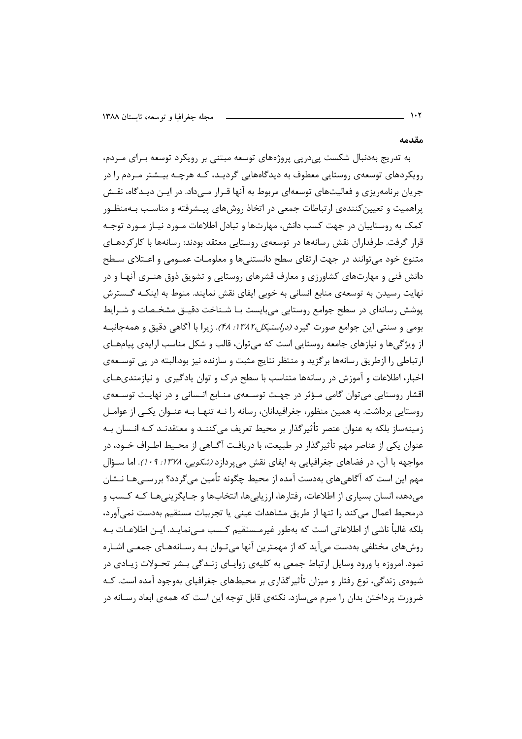## مقدمه

به تدریج به‌دنبال شکست پی‌درپی پروژه‌های توسعه مبتنی بر رویکرد توسعه برای مردم، رویکردهای توسعه‌ی روستایی معطوف به دیدگاه‌هایی گردید، که هرچه بیشتر مردم را در جریان برنامه‌ریزی و فعالیت‌های توسعه‌ای مربوط به آنها قرار می‌داد. در این دیدگاه، نقش پراهمیت و تعیین‌کننده‌ی ارتباطات جمعی در اتخاذ روش‌های پیشرفته و مناسب به‌منظور کمک به روستاییان در جهت کسب دانش، مهارت‌ها و تبادل اطلاعات مورد نیاز مورد توجه قرار گرفت. طرفداران نقش رسانه‌ها در توسعه‌ی روستایی معتقد بودند: رسانه‌ها با کارکردهای متنوع خود می‌توانند در جهت ارتقای سطح دانستنی‌ها و معلومات عمومی و اعتلای سطح دانش فنی و مهارت‌های کشاورزی و معارف قشرهای روستایی و تشویق ذوق هنری آنها و در نهایت رسیدن به توسعه‌ی منابع انسانی به خوبی ایفای نقش نمایند. منوط به اینکه گسترش پوشش رسانه‌ای در سطح جوامع روستایی می‌بایست با شناخت دقیق مشخصات و شرایط بومی و سنتی این جوامع صورت گیرد *(دراستیکل،۱۳۸۲: ۴۸)*. زیرا با آگاهی دقیق و همه‌جانبه از ویژگی‌ها و نیازهای جامعه روستایی است که می‌توان، قالب و شکل مناسب ارایه‌ی پیام‌های ارتباطی را ازطریق رسانه‌ها برگزید و منتظر نتایج مثبت و سازنده نیز بود.البته در پی توسعه‌ی اخبار، اطلاعات و آموزش در رسانه‌ها متناسب با سطح درک و توان یادگیری و نیازمندی‌های اقشار روستایی می‌توان گامی مؤثر در جهت توسعه‌ی منابع انسانی و در نهایت توسعه‌ی روستایی برداشت. به همین منظور، جغرافیدانان، رسانه را نه تنها به عنوان یکی از عوامل زمینه‌ساز بلکه به عنوان عنصر تأثیرگذار بر محیط تعریف می‌کنند و معتقدند که انسان به عنوان یکی از عناصر مهم تأثیرگذار در طبیعت، با دریافت آگاهی از محیط اطراف خود، در مواجهه با آن، در فضاهای جغرافیایی به ایفای نقش می‌پردازد *(شکویی، ۱۳۷۸: ۱۰۹)*. اما سؤال مهم این است که آگاهی‌های به‌دست آمده از محیط چگونه تأمین می‌گردد؟ بررسی‌ها نشان می‌دهد، انسان بسیاری از اطلاعات، رفتارها، ارزیابی‌ها، انتخاب‌ها و جایگزینی‌ها که کسب و درمحیط اعمال می‌کند را تنها از طریق مشاهدات عینی یا تجربیات مستقیم به‌دست نمی‌آورد، بلکه غالباً ناشی از اطلاعاتی است که به‌طور غیرمستقیم کسب می‌نماید. این اطلاعات به روش‌های مختلفی به‌دست می‌آید که از مهمترین آنها می‌توان به رسانه‌های جمعی اشاره نمود. امروزه با ورود وسایل ارتباط جمعی به کلیه‌ی زوایای زندگی بشر تحولات زیادی در شیوه‌ی زندگی، نوع رفتار و میزان تأثیرگذاری بر محیط‌های جغرافیای به‌وجود آمده است. که ضرورت پرداختن بدان را مبرم می‌سازد. نکته‌ی قابل توجه این است که همه‌ی ابعاد رسانه در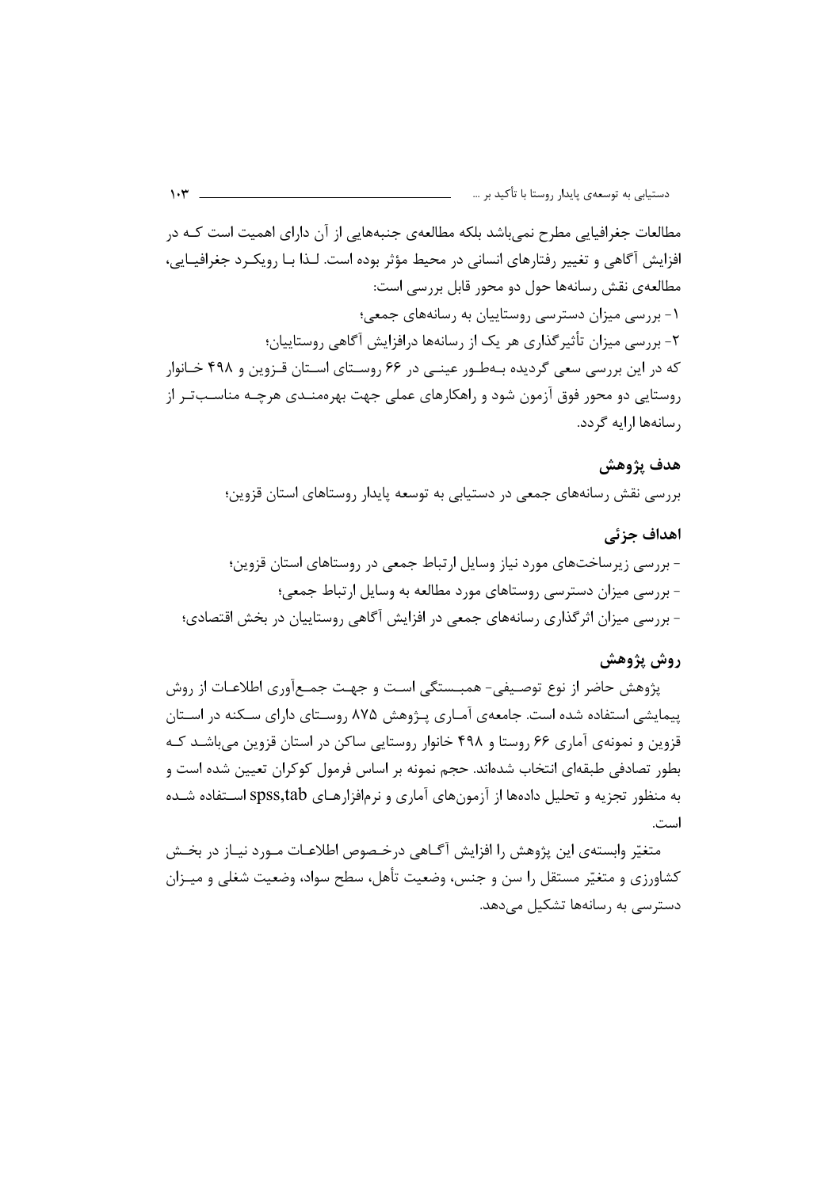مطالعات جغرافیایی مطرح نمی‌باشد بلکه مطالعه‌ی جنبه‌هایی از آن دارای اهمیت است کـه در افزایش آگاهی و تغییر رفتارهای انسانی در محیط مؤثر بوده است. لـذا بـا رویکـرد جغرافیـایی، مطالعه‌ی نقش رسانه‌ها حول دو محور قابل بررسی است:

۱- بررسی میزان دسترسی روستاییان به رسانه‌های جمعی؛

۲- بررسی میزان تأثیرگذاری هر یک از رسانه‌ها درافزایش آگاهی روستاییان؛

که در این بررسی سعی گردیده بـه‌طـور عینـی در ۶۶ روسـتای اسـتان قـزوین و ۴۹۸ خـانوار روستایی دو محور فوق آزمون شود و راهکارهای عملی جهت بهره‌منـدی هرچـه مناسـب‌تـر از رسانه‌ها ارایه گردد.

## هدف پژوهش

بررسی نقش رسانه‌های جمعی در دستیابی به توسعه پایدار روستاهای استان قزوین؛

## اهداف جزئی

- بررسی زیرساخت‌های مورد نیاز وسایل ارتباط جمعی در روستاهای استان قزوین؛
- بررسی میزان دسترسی روستاهای مورد مطالعه به وسایل ارتباط جمعی؛
- بررسی میزان اثرگذاری رسانه‌های جمعی در افزایش آگاهی روستاییان در بخش اقتصادی؛

## روش پژوهش

پژوهش حاضر از نوع توصـیفی- همبـستگی اسـت و جهـت جمـع‌آوری اطلاعـات از روش پیمایشی استفاده شده است. جامعه‌ی آمـاری پـژوهش ۸۷۵ روسـتای دارای سـکنه در اسـتان قزوین و نمونه‌ی آماری ۶۶ روستا و ۴۹۸ خانوار روستایی ساکن در استان قزوین می‌باشـد کـه بطور تصادفی طبقه‌ای انتخاب شده‌اند. حجم نمونه بر اساس فرمول کوکران تعیین شده است و به منظور تجزیه و تحلیل داده‌ها از آزمون‌های آماری و نرم‌افزارهـای spss,tab اسـتفاده شـده است.

متغیّر وابسته‌ی این پژوهش را افزایش آگـاهی درخـصوص اطلاعـات مـورد نیـاز در بخـش کشاورزی و متغیّر مستقل را سن و جنس، وضعیت تأهل، سطح سواد، وضعیت شغلی و میـزان دسترسی به رسانه‌ها تشکیل می‌دهد.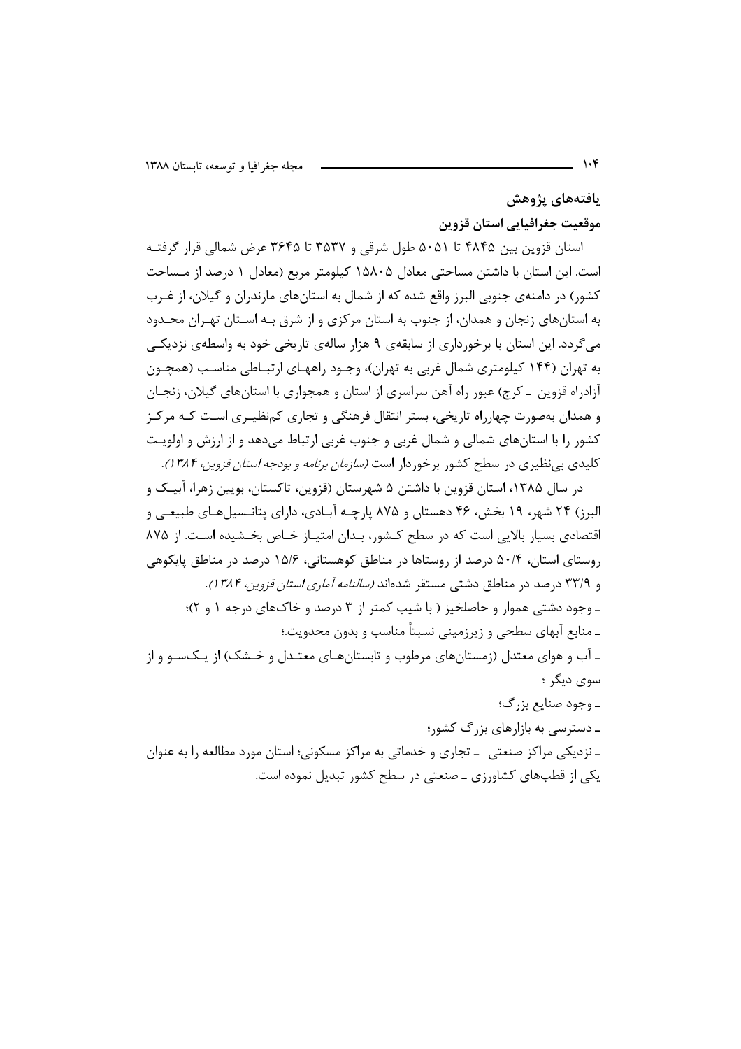## یافته‌های پژوهش

### موقعیت جغرافیایی استان قزوین

استان قزوین بین ۴۸۴۵ تا ۵۰۵۱ طول شرقی و ۳۵۳۷ تا ۳۶۴۵ عرض شمالی قرار گرفته است. این استان با داشتن مساحتی معادل ۱۵۸۰۵ کیلومتر مربع (معادل ۱ درصد از مساحت کشور) در دامنه‌ی جنوبی البرز واقع شده که از شمال به استان‌های مازندران و گیلان، از غرب به استان‌های زنجان و همدان، از جنوب به استان مرکزی و از شرق بـه اسـتان تهـران محـدود می‌گردد. این استان با برخورداری از سابقه‌ی ۹ هزار ساله‌ی تاریخی خود به واسطه‌ی نزدیکی به تهران (۱۴۴ کیلومتری شمال غربی به تهران)، وجـود راههـای ارتبـاطی مناسـب (همچـون آزادراه قزوین ـ کرج) عبور راه آهن سراسری از استان و همجواری با استان‌های گیلان، زنجـان و همدان به‌صورت چهارراه تاریخی، بستر انتقال فرهنگی و تجاری کم‌نظیـری اسـت کـه مرکـز کشور را با استان‌های شمالی و شمال غربی و جنوب غربی ارتباط می‌دهد و از ارزش و اولویـت کلیدی بی‌نظیری در سطح کشور برخوردار است *(سازمان برنامه و بودجه استان قزوین، ۱۳۸۴)*.

در سال ۱۳۸۵، استان قزوین با داشتن ۵ شهرستان (قزوین، تاکستان، بویین زهرا، آبیـک و البرز) ۲۴ شهر، ۱۹ بخش، ۴۶ دهستان و ۸۷۵ پارچـه آبـادی، دارای پتانـسیل‌هـای طبیعـی و اقتصادی بسیار بالایی است که در سطح کـشور، بـدان امتیـاز خـاص بخـشیده اسـت. از ۸۷۵ روستای استان، ۵۰/۴ درصد از روستاها در مناطق کوهستانی، ۱۵/۶ درصد در مناطق پایکوهی و ۳۳/۹ درصد در مناطق دشتی مستقر شده‌اند *(سالنامه آماری استان قزوین، ۱۳۸۴)*.

ـ وجود دشتی هموار و حاصلخیز ( با شیب کمتر از ۳ درصد و خاک‌های درجه ۱ و ۲)؛

ـ منابع آبهای سطحی و زیرزمینی نسبتاً مناسب و بدون محدویت.؛

ـ آب و هوای معتدل (زمستان‌های مرطوب و تابستان‌هـای معتـدل و خـشک) از یـک‌سـو و از سوی دیگر ؛

ـ وجود صنایع بزرگ؛

ـ دسترسی به بازارهای بزرگ کشور؛

ـ نزدیکی مراکز صنعتی ـ تجاری و خدماتی به مراکز مسکونی؛ استان مورد مطالعه را به عنوان یکی از قطب‌های کشاورزی ـ صنعتی در سطح کشور تبدیل نموده است.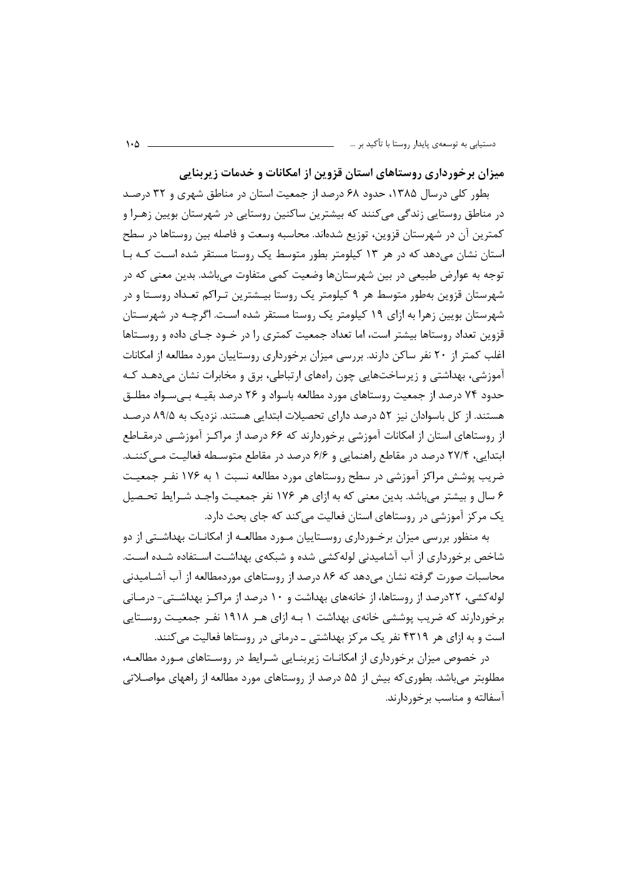## میزان برخورداری روستاهای استان قزوین از امکانات و خدمات زیربنایی

بطور کلی درسال ۱۳۸۵، حدود ۶۸ درصد از جمعیت استان در مناطق شهری و ۳۲ درصد در مناطق روستایی زندگی می‌کنند که بیشترین ساکنین روستایی در شهرستان بویین زهرا و کمترین آن در شهرستان قزوین، توزیع شده‌اند. محاسبه وسعت و فاصله بین روستاها در سطح استان نشان می‌دهد که در هر ۱۳ کیلومتر بطور متوسط یک روستا مستقر شده است که با توجه به عوارض طبیعی در بین شهرستان‌ها وضعیت کمی متفاوت می‌باشد. بدین معنی که در شهرستان قزوین به‌طور متوسط هر ۹ کیلومتر یک روستا بیشترین تراکم تعداد روستا و در شهرستان بویین زهرا به ازای ۱۹ کیلومتر یک روستا مستقر شده است. اگرچه در شهرستان قزوین تعداد روستاها بیشتر است، اما تعداد جمعیت کمتری را در خود جای داده و روستاها اغلب کمتر از ۲۰ نفر ساکن دارند. بررسی میزان برخورداری روستاییان مورد مطالعه از امکانات آموزشی، بهداشتی و زیرساخت‌هایی چون راه‌های ارتباطی، برق و مخابرات نشان می‌دهد که حدود ۷۴ درصد از جمعیت روستاهای مورد مطالعه باسواد و ۲۶ درصد بقیه بی‌سواد مطلق هستند. از کل باسوادان نیز ۵۲ درصد دارای تحصیلات ابتدایی هستند. نزدیک به ۸۹/۵ درصد از روستاهای استان از امکانات آموزشی برخوردارند که ۶۶ درصد از مراکز آموزشی درمقاطع ابتدایی، ۲۷/۴ درصد در مقاطع راهنمایی و ۶/۶ درصد در مقاطع متوسطه فعالیت می‌کنند. ضریب پوشش مراکز آموزشی در سطح روستاهای مورد مطالعه نسبت ۱ به ۱۷۶ نفر جمعیت ۶ سال و بیشتر می‌باشد. بدین معنی که به ازای هر ۱۷۶ نفر جمعیت واجد شرایط تحصیل یک مرکز آموزشی در روستاهای استان فعالیت می‌کند که جای بحث دارد.

به منظور بررسی میزان برخورداری روستاییان مورد مطالعه از امکانات بهداشتی از دو شاخص برخورداری از آب آشامیدنی لوله‌کشی شده و شبکه‌ی بهداشت استفاده شده است. محاسبات صورت گرفته نشان می‌دهد که ۸۶ درصد از روستاهای موردمطالعه از آب آشامیدنی لوله‌کشی، ۲۲درصد از روستاها، از خانه‌های بهداشت و ۱۰ درصد از مراکز بهداشتی- درمانی برخوردارند که ضریب پوششی خانه‌ی بهداشت ۱ به ازای هر ۱۹۱۸ نفر جمعیت روستایی است و به ازای هر ۴۳۱۹ نفر یک مرکز بهداشتی ـ درمانی در روستاها فعالیت می‌کنند.

در خصوص میزان برخورداری از امکانات زیربنایی شرایط در روستاهای مورد مطالعه، مطلوبتر می‌باشد. بطوری‌که بیش از ۵۵ درصد از روستاهای مورد مطالعه از راههای مواصلاتی آسفالته و مناسب برخوردارند.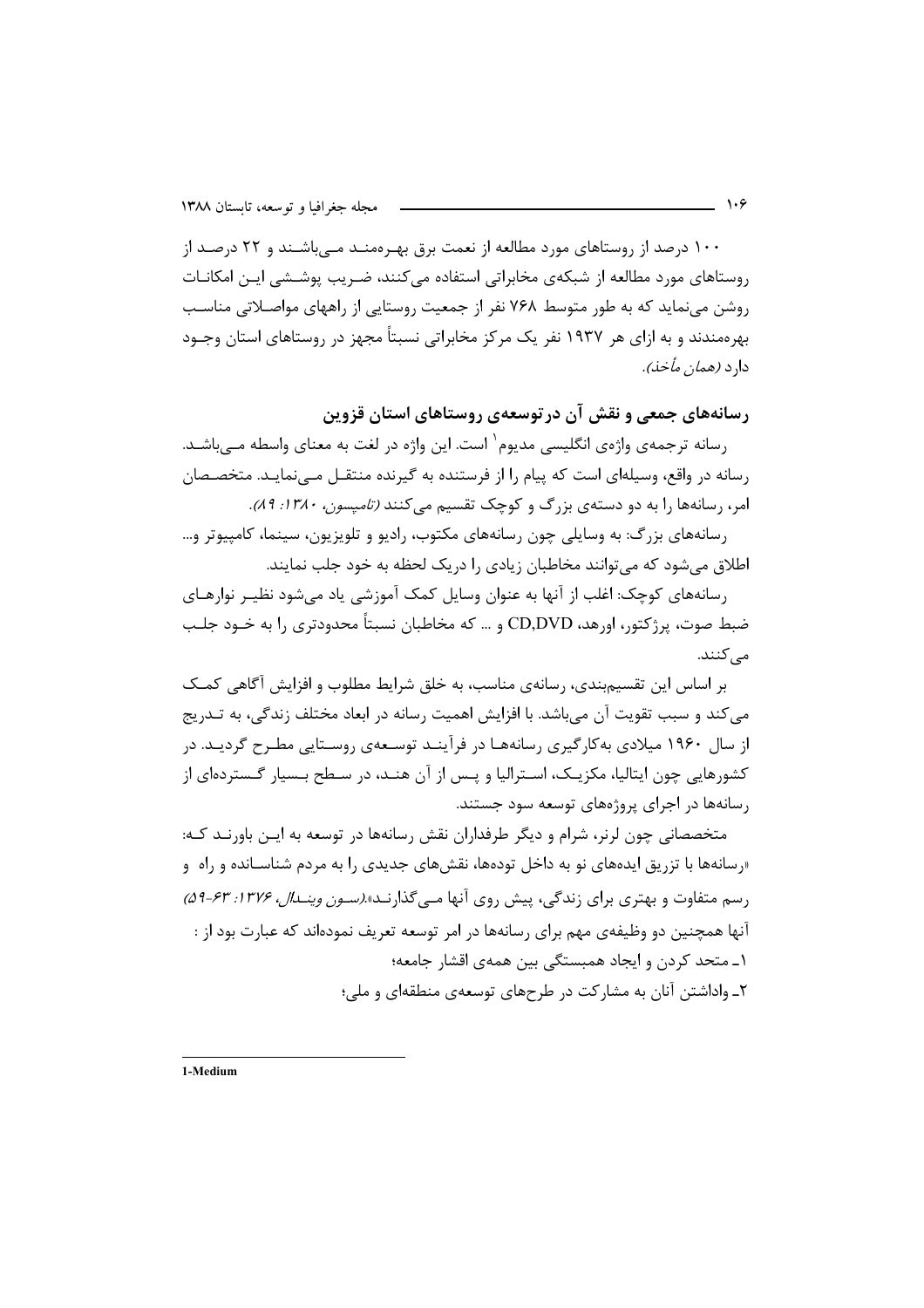۱۰۰ درصد از روستاهای مورد مطالعه از نعمت برق بهره‌مند می‌باشند و ۲۲ درصد از روستاهای مورد مطالعه از شبکه‌ی مخابراتی استفاده می‌کنند، ضریب پوششی این امکانات روشن می‌نماید که به طور متوسط ۷۶۸ نفر از جمعیت روستایی از راههای مواصلاتی مناسب بهره‌مندند و به ازای هر ۱۹۳۷ نفر یک مرکز مخابراتی نسبتاً مجهز در روستاهای استان وجود دارد *(همان مأخذ)*.

## رسانه‌های جمعی و نقش آن در توسعه‌ی روستاهای استان قزوین

رسانه ترجمه‌ی واژه‌ی انگلیسی مدیوم[1] است. این واژه در لغت به معنای واسطه می‌باشد. رسانه در واقع، وسیله‌ای است که پیام را از فرستنده به گیرنده منتقل می‌نماید. متخصصان امر، رسانه‌ها را به دو دسته‌ی بزرگ و کوچک تقسیم می‌کنند *(تامپسون، ۱۳۸۰: ۸۹)*.

رسانه‌های بزرگ: به وسایلی چون رسانه‌های مکتوب، رادیو و تلویزیون، سینما، کامپیوتر و... اطلاق می‌شود که می‌توانند مخاطبان زیادی را دریک لحظه به خود جلب نمایند.

رسانه‌های کوچک: اغلب از آنها به عنوان وسایل کمک آموزشی یاد می‌شود نظیر نوارهای ضبط صوت، پرژکتور، اورهد، CD,DVD و ... که مخاطبان نسبتاً محدودتری را به خود جلب می‌کنند.

بر اساس این تقسیم‌بندی، رسانه‌ی مناسب، به خلق شرایط مطلوب و افزایش آگاهی کمک می‌کند و سبب تقویت آن می‌باشد. با افزایش اهمیت رسانه در ابعاد مختلف زندگی، به تدریج از سال ۱۹۶۰ میلادی به‌کارگیری رسانه‌ها در فرآیند توسعه‌ی روستایی مطرح گردید. در کشورهایی چون ایتالیا، مکزیک، استرالیا و پس از آن هند، در سطح بسیار گسترده‌ای از رسانه‌ها در اجرای پروژه‌های توسعه سود جستند.

متخصصانی چون لرنر، شرام و دیگر طرفداران نقش رسانه‌ها در توسعه به این باورند که: «رسانه‌ها با تزریق ایده‌های نو به داخل توده‌ها، نقش‌های جدیدی را به مردم شناسانده و راه و رسم متفاوت و بهتری برای زندگی، پیش روی آنها می‌گذارند».*(سون ویندال، ۱۳۷۶: ۶۳-۵۹)*

آنها همچنین دو وظیفه‌ی مهم برای رسانه‌ها در امر توسعه تعریف نموده‌اند که عبارت بود از :

۱ـ متحد کردن و ایجاد همبستگی بین همه‌ی اقشار جامعه؛

۲ـ واداشتن آنان به مشارکت در طرح‌های توسعه‌ی منطقه‌ای و ملی؛

---

1-Medium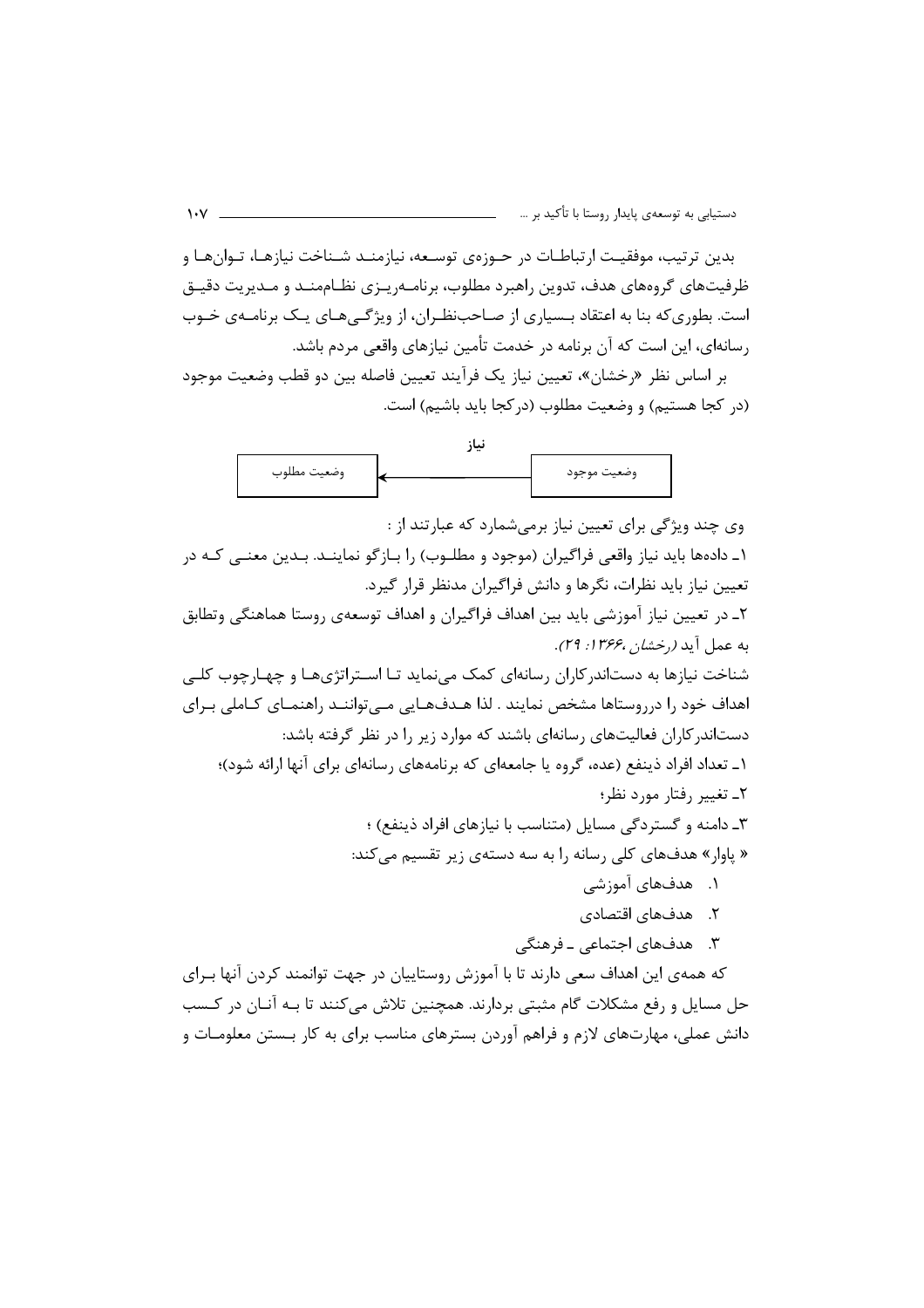بدین ترتیب، موفقیت ارتباطات در حوزه‌ی توسعه، نیازمند شناخت نیازها، توان‌ها و ظرفیت‌های گروه‌های هدف، تدوین راهبرد مطلوب، برنامه‌ریزی نظام‌مند و مدیریت دقیق است. بطوری‌که بنا به اعتقاد بسیاری از صاحب‌نظران، از ویژگی‌های یک برنامه‌ی خوب رسانه‌ای، این است که آن برنامه در خدمت تأمین نیازهای واقعی مردم باشد.

بر اساس نظر «رخشان»، تعیین نیاز یک فرآیند تعیین فاصله بین دو قطب وضعیت موجود (در کجا هستیم) و وضعیت مطلوب (درکجا باید باشیم) است.

وضعیت موجود ← **نیاز** ← وضعیت مطلوب

وی چند ویژگی برای تعیین نیاز برمی‌شمارد که عبارتند از :

۱ـ داده‌ها باید نیاز واقعی فراگیران (موجود و مطلوب) را بازگو نمایند. بدین معنی که در تعیین نیاز باید نظرات، نگرها و دانش فراگیران مدنظر قرار گیرد.

۲ـ در تعیین نیاز آموزشی باید بین اهداف فراگیران و اهداف توسعه‌ی روستا هماهنگی وتطابق به عمل آید *(رخشان، ۱۳۶۶: ۲۹)*.

شناخت نیازها به دست‌اندرکاران رسانه‌ای کمک می‌نماید تا استراتژی‌ها و چهارچوب کلی اهداف خود را درروستاها مشخص نمایند . لذا هدف‌هایی می‌توانند راهنمای کاملی برای دست‌اندرکاران فعالیت‌های رسانه‌ای باشند که موارد زیر را در نظر گرفته باشد:

۱ـ تعداد افراد ذینفع (عده، گروه یا جامعه‌ای که برنامه‌های رسانه‌ای برای آنها ارائه شود)؛

۲ـ تغییر رفتار مورد نظر؛

۳ـ دامنه و گستردگی مسایل (متناسب با نیازهای افراد ذینفع) ؛

« پاوار» هدف‌های کلی رسانه را به سه دسته‌ی زیر تقسیم می‌کند:

۱. هدف‌های آموزشی
۲. هدف‌های اقتصادی
۳. هدف‌های اجتماعی ـ فرهنگی

که همه‌ی این اهداف سعی دارند تا با آموزش روستاییان در جهت توانمند کردن آنها برای حل مسایل و رفع مشکلات گام مثبتی بردارند. همچنین تلاش می‌کنند تا به آنان در کسب دانش عملی، مهارت‌های لازم و فراهم آوردن بسترهای مناسب برای به کار بستن معلومات و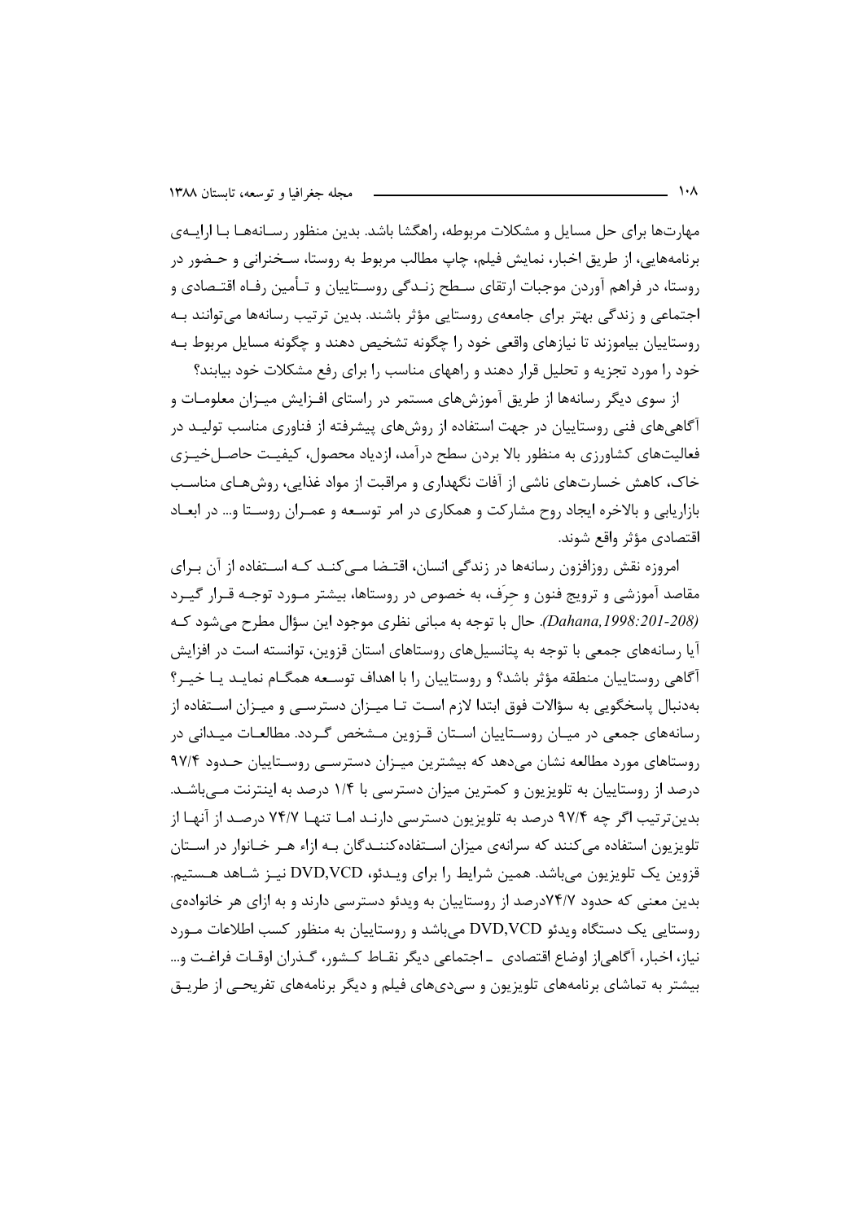مهارت‌ها برای حل مسایل و مشکلات مربوطه، راهگشا باشد. بدین منظور رسانه‌ها با ارایه‌ی برنامه‌هایی، از طریق اخبار، نمایش فیلم، چاپ مطالب مربوط به روستا، سخنرانی و حضور در روستا، در فراهم آوردن موجبات ارتقای سطح زندگی روستاییان و تأمین رفاه اقتصادی و اجتماعی و زندگی بهتر برای جامعه‌ی روستایی مؤثر باشند. بدین ترتیب رسانه‌ها می‌توانند به روستاییان بیاموزند تا نیازهای واقعی خود را چگونه تشخیص دهند و چگونه مسایل مربوط به خود را مورد تجزیه و تحلیل قرار دهند و راههای مناسب را برای رفع مشکلات خود بیابند؟

از سوی دیگر رسانه‌ها از طریق آموزش‌های مستمر در راستای افزایش میزان معلومات و آگاهی‌های فنی روستاییان در جهت استفاده از روش‌های پیشرفته از فناوری مناسب تولید در فعالیت‌های کشاورزی به منظور بالا بردن سطح درآمد، ازدیاد محصول، کیفیت حاصلخیزی خاک، کاهش خسارت‌های ناشی از آفات نگهداری و مراقبت از مواد غذایی، روش‌های مناسب بازاریابی و بالاخره ایجاد روح مشارکت و همکاری در امر توسعه و عمران روستا و... در ابعاد اقتصادی مؤثر واقع شوند.

امروزه نقش روزافزون رسانه‌ها در زندگی انسان، اقتضا می‌کند که استفاده از آن برای مقاصد آموزشی و ترویج فنون و حرَف، به خصوص در روستاها، بیشتر مورد توجه قرار گیرد *(Dahana,1998:201-208)*. حال با توجه به مبانی نظری موجود این سؤال مطرح می‌شود که آیا رسانه‌های جمعی با توجه به پتانسیل‌های روستاهای استان قزوین، توانسته است در افزایش آگاهی روستاییان منطقه مؤثر باشد؟ و روستاییان را با اهداف توسعه همگام نماید یا خیر؟ به‌دنبال پاسخگویی به سؤالات فوق ابتدا لازم است تا میزان دسترسی و میزان استفاده از رسانه‌های جمعی در میان روستاییان استان قزوین مشخص گردد. مطالعات میدانی در روستاهای مورد مطالعه نشان می‌دهد که بیشترین میزان دسترسی روستاییان حدود ۹۷/۴ درصد از روستاییان به تلویزیون و کمترین میزان دسترسی با ۱/۴ درصد به اینترنت می‌باشد. بدین‌ترتیب اگر چه ۹۷/۴ درصد به تلویزیون دسترسی دارند اما تنها ۷۴/۷ درصد از آنها از تلویزیون استفاده می‌کنند که سرانه‌ی میزان استفاده‌کنندگان به ازاء هر خانوار در استان قزوین یک تلویزیون می‌باشد. همین شرایط را برای ویدئو، DVD,VCD نیز شاهد هستیم. بدین معنی که حدود ۷۴/۷درصد از روستاییان به ویدئو دسترسی دارند و به ازای هر خانواده‌ی روستایی یک دستگاه ویدئو DVD,VCD می‌باشد و روستاییان به منظور کسب اطلاعات مورد نیاز، اخبار، آگاهی‌از اوضاع اقتصادی ـ اجتماعی دیگر نقاط کشور، گذران اوقات فراغت و... بیشتر به تماشای برنامه‌های تلویزیون و سی‌دی‌های فیلم و دیگر برنامه‌های تفریحی از طریق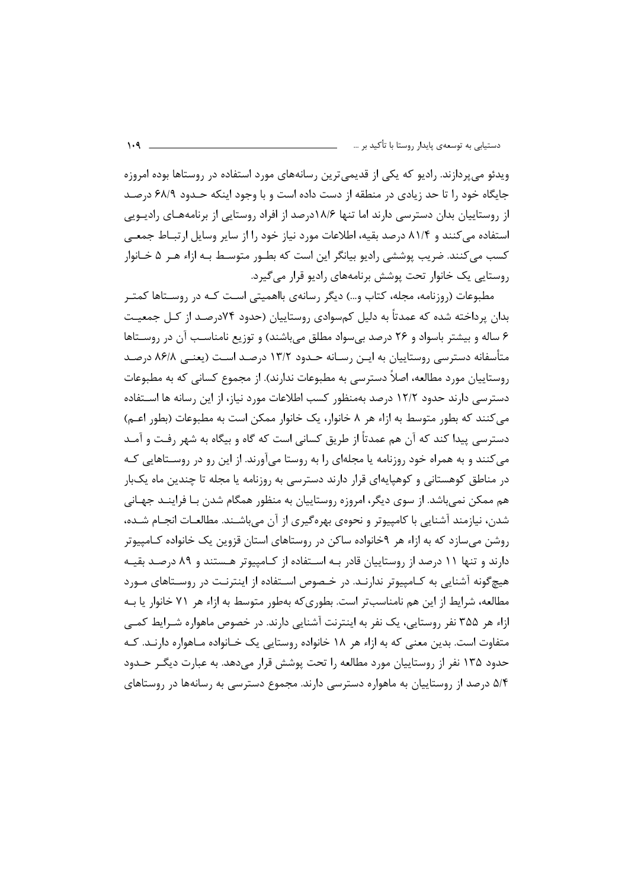ویدئو می‌پردازند. رادیو که یکی از قدیمی‌ترین رسانه‌های مورد استفاده در روستاها بوده امروزه جایگاه خود را تا حد زیادی در منطقه از دست داده است و با وجود اینکه حدود ۶۸/۹ درصد از روستاییان بدان دسترسی دارند اما تنها ۱۸/۶درصد از افراد روستایی از برنامه‌های رادیویی استفاده می‌کنند و ۸۱/۴ درصد بقیه، اطلاعات مورد نیاز خود را از سایر وسایل ارتباط جمعی کسب می‌کنند. ضریب پوششی رادیو بیانگر این است که بطور متوسط به ازاء هر ۵ خانوار روستایی یک خانوار تحت پوشش برنامه‌های رادیو قرار می‌گیرد.

مطبوعات (روزنامه، مجله، کتاب و...) دیگر رسانه‌ی بااهمیتی است که در روستاها کمتر بدان پرداخته شده که عمدتاً به دلیل کم‌سوادی روستاییان (حدود ۷۴درصد از کل جمعیت ۶ ساله و بیشتر باسواد و ۲۶ درصد بی‌سواد مطلق می‌باشند) و توزیع نامناسب آن در روستاها متأسفانه دسترسی روستاییان به این رسانه حدود ۱۳/۲ درصد است (یعنی ۸۶/۸ درصد روستاییان مورد مطالعه، اصلاً دسترسی به مطبوعات ندارند). از مجموع کسانی که به مطبوعات دسترسی دارند حدود ۱۲/۲ درصد به‌منظور کسب اطلاعات مورد نیاز، از این رسانه ها استفاده می‌کنند که به طور متوسط به ازاء هر ۸ خانوار، یک خانوار ممکن است به مطبوعات (بطور اعم) دسترسی پیدا کند که آن هم عمدتاً از طریق کسانی است که گاه و بیگاه به شهر رفت و آمد می‌کنند و به همراه خود روزنامه یا مجله‌ای را به روستا می‌آورند. از این رو در روستاهایی که در مناطق کوهستانی و کوهپایه‌ای قرار دارند دسترسی به روزنامه یا مجله تا چندین ماه یک‌بار هم ممکن نمی‌باشد. از سوی دیگر، امروزه روستاییان به منظور همگام شدن با فرایند جهانی شدن، نیازمند آشنایی با کامپیوتر و نحوه‌ی بهره‌گیری از آن می‌باشند. مطالعات انجام شده، روشن می‌سازد که به ازاء هر ۹خانواده ساکن در روستاهای استان قزوین یک خانواده کامپیوتر دارند و تنها ۱۱ درصد از روستاییان قادر به استفاده از کامپیوتر هستند و ۸۹ درصد بقیه هیچ‌گونه آشنایی به کامپیوتر ندارند. در خصوص استفاده از اینترنت در روستاهای مورد مطالعه، شرایط از این هم نامناسب‌تر است. بطوری‌که به‌طور متوسط به ازاء هر ۷۱ خانوار یا به ازاء هر ۳۵۵ نفر روستایی، یک نفر به اینترنت آشنایی دارند. در خصوص ماهواره شرایط کمی متفاوت است. بدین معنی که به ازاء هر ۱۸ خانواده روستایی یک خانواده ماهواره دارند. که حدود ۱۳۵ نفر از روستاییان مورد مطالعه را تحت پوشش قرار می‌دهد. به عبارت دیگر حدود ۵/۴ درصد از روستاییان به ماهواره دسترسی دارند. مجموع دسترسی به رسانه‌ها در روستاهای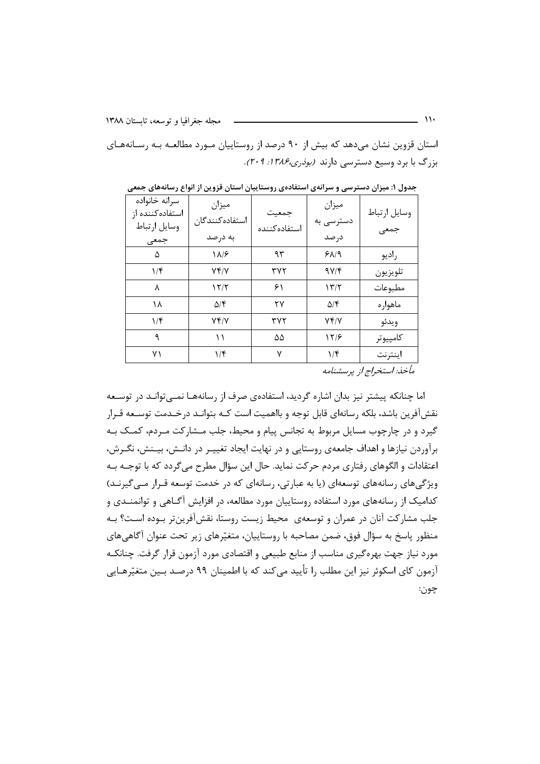استان قزوین نشان می‌دهد که بیش از ۹۰ درصد از روستاییان مـورد مطالعـه بـه رسـانه‌هـای بزرگ با برد وسیع دسترسی دارند *(بوذری،۱۳۸۶: ۲۰۹)*.

**جدول ۱: میزان دسترسی و سرانه‌ی استفاده‌ی روستاییان استان قزوین از انواع رسانه‌های جمعی**

| وسایل ارتباط جمعی | میزان دسترسی به درصد | جمعیت استفاده‌کننده | میزان استفاده‌کنندگان به درصد | سرانه خانواده استفاده‌کننده از وسایل ارتباط جمعی |
|---|---|---|---|---|
| رادیو | ۶۸/۹ | ۹۳ | ۱۸/۶ | ۵ |
| تلویزیون | ۹۷/۴ | ۳۷۲ | ۷۴/۷ | ۱/۴ |
| مطبوعات | ۱۳/۲ | ۶۱ | ۱۲/۲ | ۸ |
| ماهواره | ۵/۴ | ۲۷ | ۵/۴ | ۱۸ |
| ویدئو | ۷۴/۷ | ۳۷۲ | ۷۴/۷ | ۱/۴ |
| کامپیوتر | ۱۲/۶ | ۵۵ | ۱۱ | ۹ |
| اینترنت | ۱/۴ | ۷ | ۱/۴ | ۷۱ |

*مأخذ: استخراج از پرسشنامه*

اما چنانکه پیشتر نیز بدان اشاره گردید، استفاده‌ی صرف از رسانه‌هـا نمـی‌توانـد در توسـعه نقش‌آفرین باشد، بلکه رسانه‌ای قابل توجه و بااهمیت است کـه بتوانـد درخـدمت توسـعه قـرار گیرد و در چارچوب مسایل مربوط به تجانس پیام و محیط، جلب مـشارکت مـردم، کمـک بـه برآوردن نیازها و اهداف جامعه‌ی روستایی و در نهایت ایجاد تغییـر در دانـش، بیـنش، نگـرش، اعتقادات و الگوهای رفتاری مردم حرکت نماید. حال این سؤال مطرح می‌گردد که با توجـه بـه ویژگی‌های رسانه‌های توسعه‌ای (یا به عبارتی، رسانه‌ای که در خدمت توسعه قـرار مـی‌گیرنـد) کدامیک از رسانه‌های مورد استفاده روستاییان مورد مطالعه، در افزایش آگـاهی و توانمنـدی و جلب مشارکت آنان در عمران و توسعه‌ی محیط زیست روستا، نقش‌آفرین‌تر بـوده اسـت؟ بـه منظور پاسخ به سؤال فوق، ضمن مصاحبه با روستاییان، متغیّرهای زیر تحت عنوان آگاهی‌های مورد نیاز جهت بهره‌گیری مناسب از منابع طبیعی و اقتصادی مورد آزمون قرار گرفت. چنانکـه آزمون کای اسکوئر نیز این مطلب را تأیید می‌کند که با اطمینان ۹۹ درصـد بـین متغیّرهـایی چون: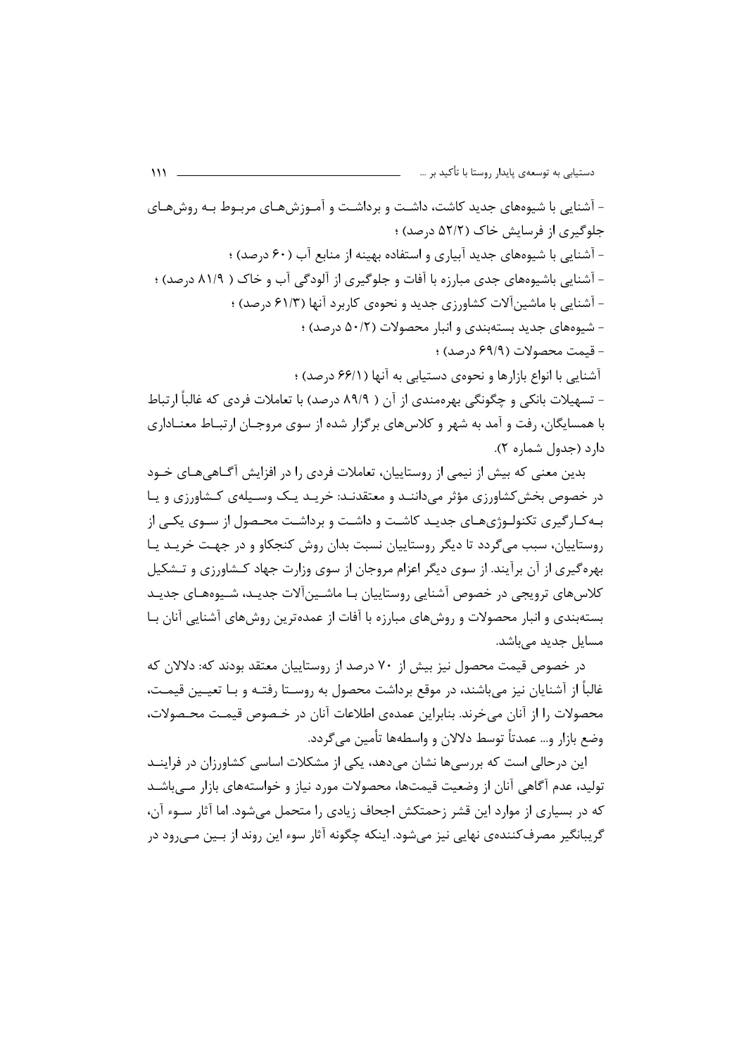- آشنایی با شیوه‌های جدید کاشت، داشت و برداشت و آموزش‌های مربوط به روش‌های جلوگیری از فرسایش خاک (۵۲/۲ درصد) ؛

- آشنایی با شیوه‌های جدید آبیاری و استفاده بهینه از منابع آب (۶۰ درصد) ؛

- آشنایی باشیوه‌های جدی مبارزه با آفات و جلوگیری از آلودگی آب و خاک ( ۸۱/۹ درصد) ؛

- آشنایی با ماشین‌آلات کشاورزی جدید و نحوه‌ی کاربرد آنها (۶۱/۳ درصد) ؛

- شیوه‌های جدید بسته‌بندی و انبار محصولات (۵۰/۲ درصد) ؛

- قیمت محصولات (۶۹/۹ درصد) ؛

آشنایی با انواع بازارها و نحوه‌ی دستیابی به آنها (۶۶/۱ درصد) ؛

- تسهیلات بانکی و چگونگی بهره‌مندی از آن ( ۸۹/۹ درصد) با تعاملات فردی که غالباً ارتباط با همسایگان، رفت و آمد به شهر و کلاس‌های برگزار شده از سوی مروجان ارتباط معناداری دارد (جدول شماره ۲).

بدین معنی که بیش از نیمی از روستاییان، تعاملات فردی را در افزایش آگاهی‌های خود در خصوص بخش‌کشاورزی مؤثر می‌دانند و معتقدند: خرید یک وسیله‌ی کشاورزی و یا به‌کارگیری تکنولوژی‌های جدید کاشت و داشت و برداشت محصول از سوی یکی از روستاییان، سبب می‌گردد تا دیگر روستاییان نسبت بدان روش کنجکاو و در جهت خرید یا بهره‌گیری از آن برآیند. از سوی دیگر اعزام مروجان از سوی وزارت جهاد کشاورزی و تشکیل کلاس‌های ترویجی در خصوص آشنایی روستاییان با ماشین‌آلات جدید، شیوه‌های جدید بسته‌بندی و انبار محصولات و روش‌های مبارزه با آفات از عمده‌ترین روش‌های آشنایی آنان با مسایل جدید می‌باشد.

در خصوص قیمت محصول نیز بیش از ۷۰ درصد از روستاییان معتقد بودند که: دلالان که غالباً از آشنایان نیز می‌باشند، در موقع برداشت محصول به روستا رفته و با تعیین قیمت، محصولات را از آنان می‌خرند. بنابراین عمده‌ی اطلاعات آنان در خصوص قیمت محصولات، وضع بازار و... عمدتاً توسط دلالان و واسطه‌ها تأمین می‌گردد.

این درحالی است که بررسی‌ها نشان می‌دهد، یکی از مشکلات اساسی کشاورزان در فرایند تولید، عدم آگاهی آنان از وضعیت قیمت‌ها، محصولات مورد نیاز و خواسته‌های بازار می‌باشد که در بسیاری از موارد این قشر زحمتکش اجحاف زیادی را متحمل می‌شود. اما آثار سوء آن، گریبانگیر مصرف‌کننده‌ی نهایی نیز می‌شود. اینکه چگونه آثار سوء این روند از بین می‌رود در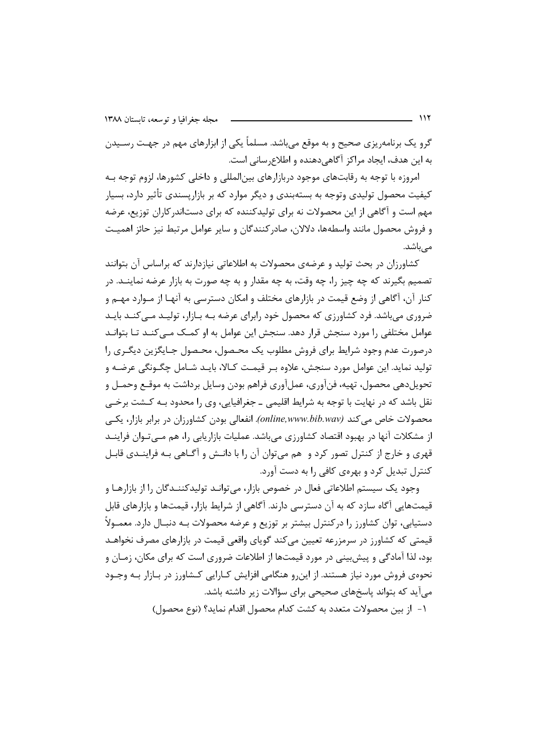گرو یک برنامه‌ریزی صحیح و به موقع می‌باشد. مسلماً یکی از ابزارهای مهم در جهت رسیدن به این هدف، ایجاد مراکز آگاهی‌دهنده و اطلاع‌رسانی است.

امروزه با توجه به رقابت‌های موجود دربازارهای بین‌المللی و داخلی کشورها، لزوم توجه به کیفیت محصول تولیدی وتوجه به بسته‌بندی و دیگر موارد که بر بازارپسندی تأثیر دارد، بسیار مهم است و آگاهی از این محصولات نه برای تولیدکننده که برای دست‌اندرکاران توزیع، عرضه و فروش محصول مانند واسطه‌ها، دلالان، صادرکنندگان و سایر عوامل مرتبط نیز حائز اهمیت می‌باشد.

کشاورزان در بحث تولید و عرضه‌ی محصولات به اطلاعاتی نیازدارند که براساس آن بتوانند تصمیم بگیرند که چه چیز را، چه وقت، به چه مقدار و به چه صورت به بازار عرضه نمایند. در کنار آن، آگاهی از وضع قیمت در بازارهای مختلف و امکان دسترسی به آنها از موارد مهم و ضروری می‌باشد. فرد کشاورزی که محصول خود رابرای عرضه به بازار، تولید می‌کند باید عوامل مختلفی را مورد سنجش قرار دهد. سنجش این عوامل به او کمک می‌کند تا بتواند درصورت عدم وجود شرایط برای فروش مطلوب یک محصول، محصول جایگزین دیگری را تولید نماید. این عوامل مورد سنجش، علاوه بر قیمت کالا، باید شامل چگونگی عرضه و تحویل‌دهی محصول، تهیه، فن‌آوری، عمل‌آوری فراهم بودن وسایل برداشت به موقع وحمل و نقل باشد که در نهایت با توجه به شرایط اقلیمی ـ جغرافیایی، وی را محدود به کشت برخی محصولات خاص می‌کند *(online,www.bib.wav)*. انفعالی بودن کشاورزان در برابر بازار، یکی از مشکلات آنها در بهبود اقتصاد کشاورزی می‌باشد. عملیات بازاریابی را، هم می‌توان فرایند قهری و خارج از کنترل تصور کرد و هم می‌توان آن را با دانش و آگاهی به فرایندی قابل کنترل تبدیل کرد و بهره‌ی کافی را به دست آورد.

وجود یک سیستم اطلاعاتی فعال در خصوص بازار، می‌تواند تولیدکنندگان را از بازارها و قیمت‌هایی آگاه سازد که به آن دسترسی دارند. آگاهی از شرایط بازار، قیمت‌ها و بازارهای قابل دستیابی، توان کشاورز را درکنترل بیشتر بر توزیع و عرضه محصولات به دنبال دارد. معمولاً قیمتی که کشاورز در سرمزرعه تعیین می‌کند گویای واقعی قیمت در بازارهای مصرف نخواهد بود، لذا آمادگی و پیش‌بینی در مورد قیمت‌ها از اطلاعات ضروری است که برای مکان، زمان و نحوه‌ی فروش مورد نیاز هستند. از این‌رو هنگامی افزایش کارایی کشاورز در بازار به وجود می‌آید که بتواند پاسخ‌های صحیحی برای سؤالات زیر داشته باشد.

۱- از بین محصولات متعدد به کشت کدام محصول اقدام نماید؟ (نوع محصول)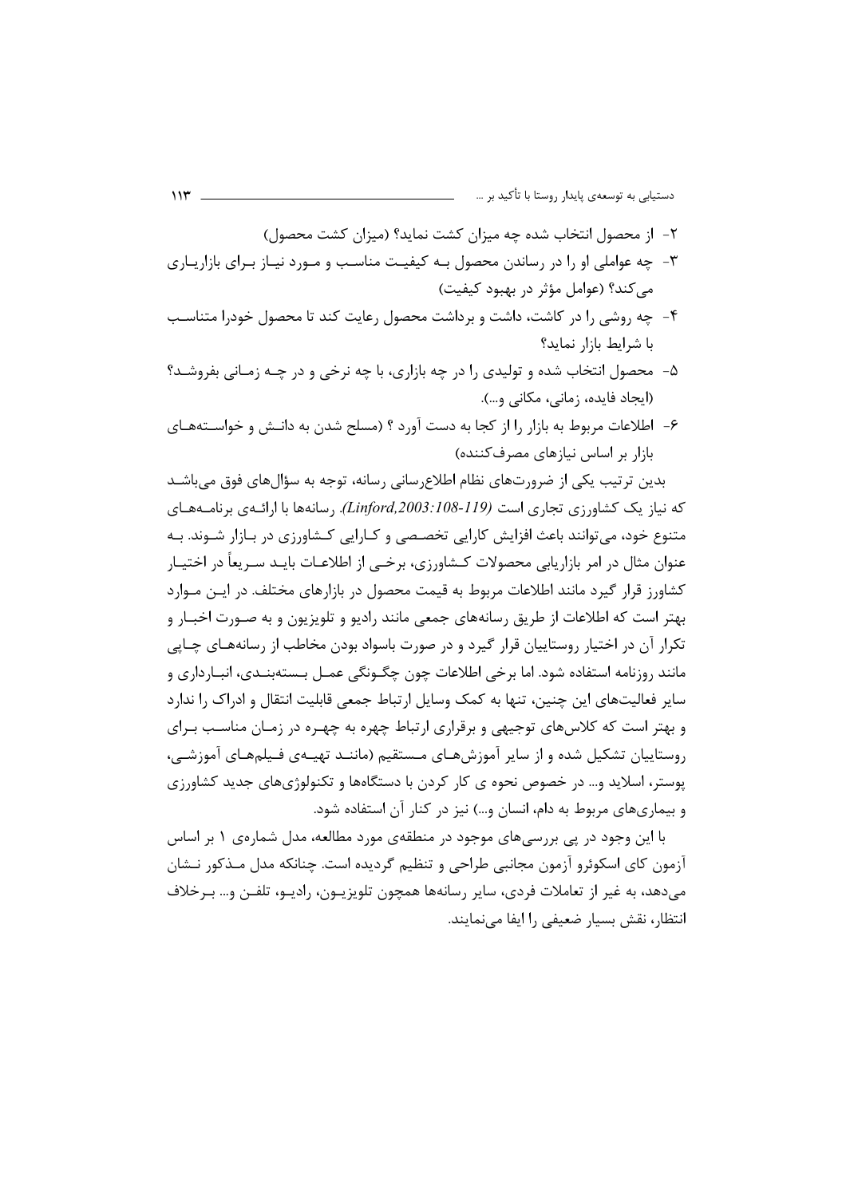۲- از محصول انتخاب شده چه میزان کشت نماید؟ (میزان کشت محصول)

۳- چه عواملی او را در رساندن محصول بـه کیفیـت مناسـب و مـورد نیـاز بـرای بازاریـاری می‌کند؟ (عوامل مؤثر در بهبود کیفیت)

۴- چه روشی را در کاشت، داشت و برداشت محصول رعایت کند تا محصول خودرا متناسـب با شرایط بازار نماید؟

۵- محصول انتخاب شده و تولیدی را در چه بازاری، با چه نرخی و در چـه زمـانی بفروشـد؟ (ایجاد فایده، زمانی، مکانی و...).

۶- اطلاعات مربوط به بازار را از کجا به دست آورد ؟ (مسلح شدن به دانـش و خواسـته‌های بازار بر اساس نیازهای مصرف‌کننده)

بدین ترتیب یکی از ضرورت‌های نظام اطلاع‌رسانی رسانه، توجه به سؤال‌های فوق می‌باشـد که نیاز یک کشاورزی تجاری است *(Linford,2003:108-119)*. رسانه‌ها با ارائـه‌ی برنامـه‌هـای متنوع خود، می‌توانند باعث افزایش کارایی تخصـصی و کـارایی کـشاورزی در بـازار شـوند. بـه عنوان مثال در امر بازاریابی محصولات کـشاورزی، برخـی از اطلاعـات بایـد سـریعاً در اختیـار کشاورز قرار گیرد مانند اطلاعات مربوط به قیمت محصول در بازارهای مختلف. در ایـن مـوارد بهتر است که اطلاعات از طریق رسانه‌های جمعی مانند رادیو و تلویزیون و به صـورت اخبـار و تکرار آن در اختیار روستاییان قرار گیرد و در صورت باسواد بودن مخاطب از رسانه‌هـای چـاپی مانند روزنامه استفاده شود. اما برخی اطلاعات چون چگـونگی عمـل بـسته‌بنـدی، انبـارداری و سایر فعالیت‌های این چنین، تنها به کمک وسایل ارتباط جمعی قابلیت انتقال و ادراک را ندارد و بهتر است که کلاس‌های توجیهی و برقراری ارتباط چهره به چهـره در زمـان مناسـب بـرای روستاییان تشکیل شده و از سایر آموزش‌هـای مـستقیم (ماننـد تهیـه‌ی فـیلم‌هـای آموزشـی، پوستر، اسلاید و... در خصوص نحوه ی کار کردن با دستگاه‌ها و تکنولوژی‌های جدید کشاورزی و بیماری‌های مربوط به دام، انسان و...) نیز در کنار آن استفاده شود.

با این وجود در پی بررسی‌های موجود در منطقه‌ی مورد مطالعه، مدل شماره‌ی ۱ بر اساس آزمون کای اسکوئرو آزمون مجانبی طراحی و تنظیم گردیده است. چنانکه مدل مـذکور نـشان می‌دهد، به غیر از تعاملات فردی، سایر رسانه‌ها همچون تلویزیـون، رادیـو، تلفـن و... بـرخلاف انتظار، نقش بسیار ضعیفی را ایفا می‌نمایند.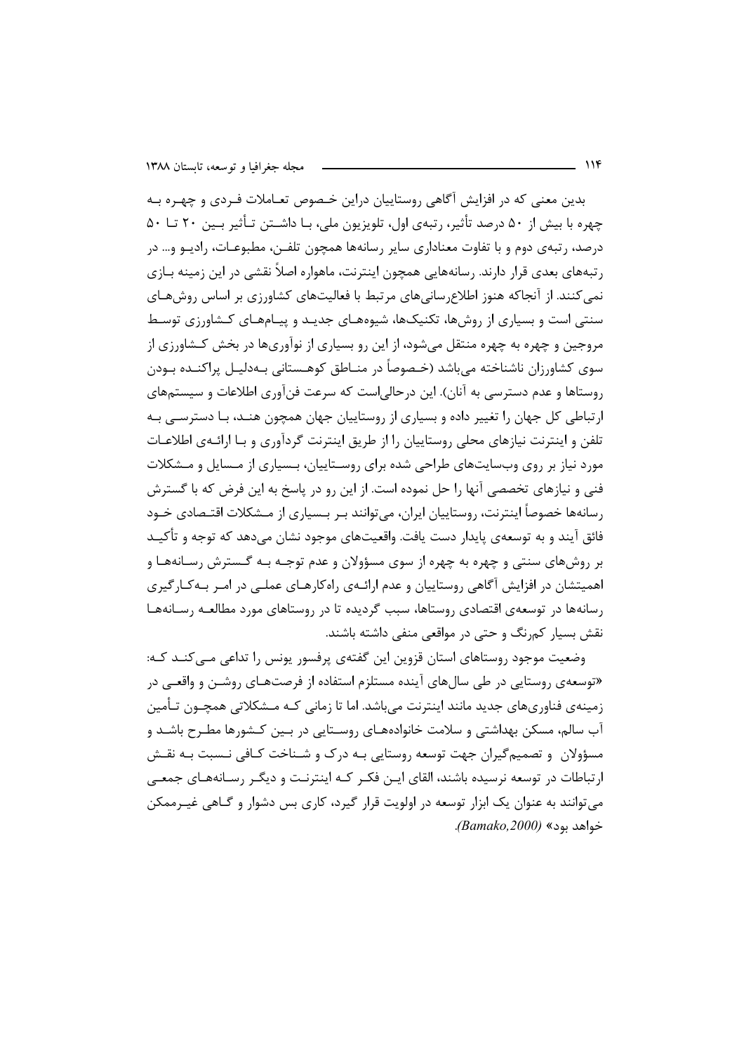بدین معنی که در افزایش آگاهی روستاییان دراین خصوص تعاملات فردی و چهره به چهره با بیش از ۵۰ درصد تأثیر، رتبه‌ی اول، تلویزیون ملی، با داشتن تأثیر بین ۲۰ تا ۵۰ درصد، رتبه‌ی دوم و با تفاوت معناداری سایر رسانه‌ها همچون تلفن، مطبوعات، رادیو و... در رتبه‌های بعدی قرار دارند. رسانه‌هایی همچون اینترنت، ماهواره اصلاً نقشی در این زمینه بازی نمی‌کنند. از آنجاکه هنوز اطلاع‌رسانی‌های مرتبط با فعالیت‌های کشاورزی بر اساس روش‌های سنتی است و بسیاری از روش‌ها، تکنیک‌ها، شیوه‌های جدید و پیام‌های کشاورزی توسط مروجین و چهره به چهره منتقل می‌شود، از این رو بسیاری از نوآوری‌ها در بخش کشاورزی از سوی کشاورزان ناشناخته می‌باشد (خصوصاً در مناطق کوهستانی به‌دلیل پراکنده بودن روستاها و عدم دسترسی به آنان). این درحالی‌است که سرعت فن‌آوری اطلاعات و سیستم‌های ارتباطی کل جهان را تغییر داده و بسیاری از روستاییان جهان همچون هند، با دسترسی به تلفن و اینترنت نیازهای محلی روستاییان را از طریق اینترنت گردآوری و با ارائه‌ی اطلاعات مورد نیاز بر روی وب‌سایت‌های طراحی شده برای روستاییان، بسیاری از مسایل و مشکلات فنی و نیازهای تخصصی آنها را حل نموده است. از این رو در پاسخ به این فرض که با گسترش رسانه‌ها خصوصاً اینترنت، روستاییان ایران، می‌توانند بر بسیاری از مشکلات اقتصادی خود فائق آیند و به توسعه‌ی پایدار دست یافت. واقعیت‌های موجود نشان می‌دهد که توجه و تأکید بر روش‌های سنتی و چهره به چهره از سوی مسؤولان و عدم توجه به گسترش رسانه‌ها و اهمیتشان در افزایش آگاهی روستاییان و عدم ارائه‌ی راه‌کارهای عملی در امر به‌کارگیری رسانه‌ها در توسعه‌ی اقتصادی روستاها، سبب گردیده تا در روستاهای مورد مطالعه رسانه‌ها نقش بسیار کم‌رنگ و حتی در مواقعی منفی داشته باشند.

وضعیت موجود روستاهای استان قزوین این گفته‌ی پرفسور یونس را تداعی می‌کند که: «توسعه‌ی روستایی در طی سال‌های آینده مستلزم استفاده از فرصت‌های روشن و واقعی در زمینه‌ی فناوری‌های جدید مانند اینترنت می‌باشد. اما تا زمانی که مشکلاتی همچون تأمین آب سالم، مسکن بهداشتی و سلامت خانواده‌های روستایی در بین کشورها مطرح باشد و مسؤولان و تصمیم‌گیران جهت توسعه روستایی به درک و شناخت کافی نسبت به نقش ارتباطات در توسعه نرسیده باشند، القای این فکر که اینترنت و دیگر رسانه‌های جمعی می‌توانند به عنوان یک ابزار توسعه در اولویت قرار گیرد، کاری بس دشوار و گاهی غیرممکن خواهد بود» *(Bamako,2000)*.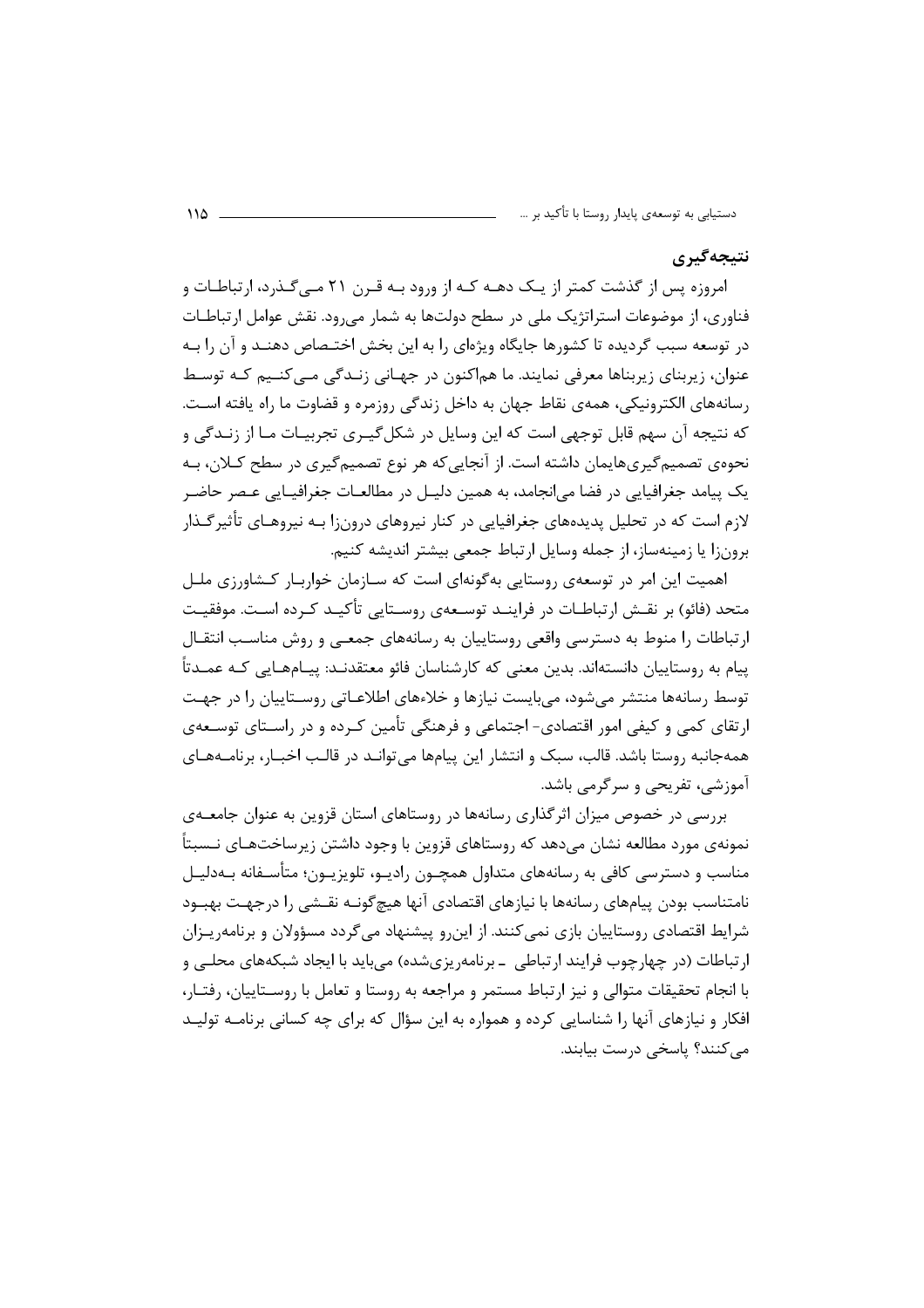## نتیجه‌گیری

امروزه پس از گذشت کمتر از یک دهه که از ورود به قرن ۲۱ می‌گذرد، ارتباطات و فناوری، از موضوعات استراتژیک ملی در سطح دولت‌ها به شمار می‌رود. نقش عوامل ارتباطات در توسعه سبب گردیده تا کشورها جایگاه ویژه‌ای را به این بخش اختصاص دهند و آن را به عنوان، زیربنای زیربناها معرفی نمایند. ما هم‌اکنون در جهانی زندگی می‌کنیم که توسط رسانه‌های الکترونیکی، همه‌ی نقاط جهان به داخل زندگی روزمره و قضاوت ما راه یافته است. که نتیجه آن سهم قابل توجهی است که این وسایل در شکل‌گیری تجربیات ما از زندگی و نحوه‌ی تصمیم‌گیری‌هایمان داشته است. از آنجایی‌که هر نوع تصمیم‌گیری در سطح کلان، به یک پیامد جغرافیایی در فضا می‌انجامد، به همین دلیل در مطالعات جغرافیایی عصر حاضر لازم است که در تحلیل پدیده‌های جغرافیایی در کنار نیروهای درون‌زا به نیروهای تأثیرگذار برون‌زا یا زمینه‌ساز، از جمله وسایل ارتباط جمعی بیشتر اندیشه کنیم.

اهمیت این امر در توسعه‌ی روستایی به‌گونه‌ای است که سازمان خواربار کشاورزی ملل متحد (فائو) بر نقش ارتباطات در فرایند توسعه‌ی روستایی تأکید کرده است. موفقیت ارتباطات را منوط به دسترسی واقعی روستاییان به رسانه‌های جمعی و روش مناسب انتقال پیام به روستاییان دانسته‌اند. بدین معنی که کارشناسان فائو معتقدند: پیام‌هایی که عمدتاً توسط رسانه‌ها منتشر می‌شود، می‌بایست نیازها و خلاءهای اطلاعاتی روستاییان را در جهت ارتقای کمی و کیفی امور اقتصادی- اجتماعی و فرهنگی تأمین کرده و در راستای توسعه‌ی همه‌جانبه روستا باشد. قالب، سبک و انتشار این پیام‌ها می‌تواند در قالب اخبار، برنامه‌های آموزشی، تفریحی و سرگرمی باشد.

بررسی در خصوص میزان اثرگذاری رسانه‌ها در روستاهای استان قزوین به عنوان جامعه‌ی نمونه‌ی مورد مطالعه نشان می‌دهد که روستاهای قزوین با وجود داشتن زیرساخت‌های نسبتاً مناسب و دسترسی کافی به رسانه‌های متداول همچون رادیو، تلویزیون؛ متأسفانه به‌دلیل نامتناسب بودن پیام‌های رسانه‌ها با نیازهای اقتصادی آنها هیچ‌گونه نقشی را درجهت بهبود شرایط اقتصادی روستاییان بازی نمی‌کنند. از این‌رو پیشنهاد می‌گردد مسؤولان و برنامه‌ریزان ارتباطات (در چهارچوب فرایند ارتباطی ـ برنامه‌ریزی‌شده) می‌باید با ایجاد شبکه‌های محلی و با انجام تحقیقات متوالی و نیز ارتباط مستمر و مراجعه به روستا و تعامل با روستاییان، رفتار، افکار و نیازهای آنها را شناسایی کرده و همواره به این سؤال که برای چه کسانی برنامه تولید می‌کنند؟ پاسخی درست بیابند.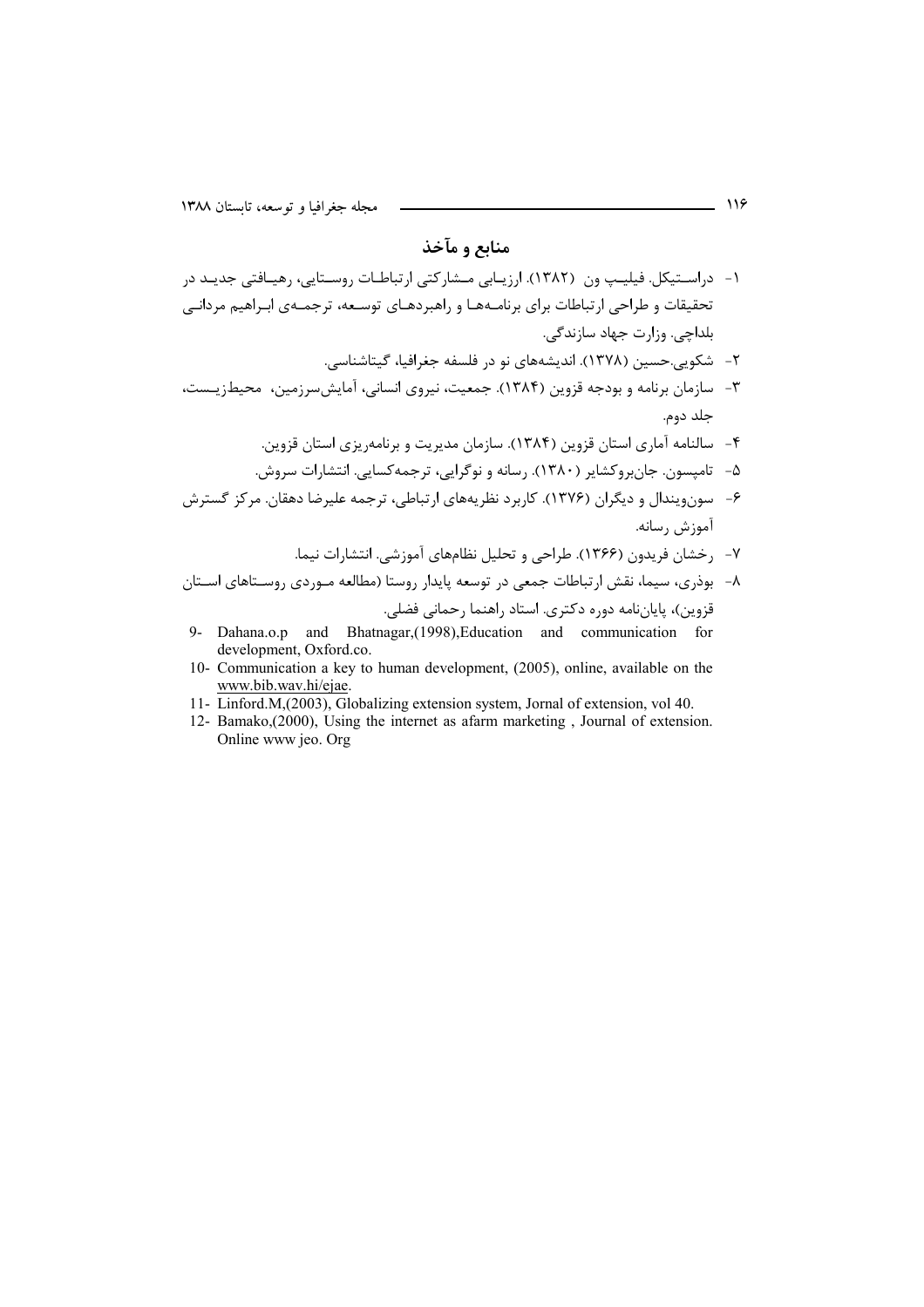## منابع و مآخذ

۱- دراستیکل. فیلیپ ون (۱۳۸۲). ارزیابی مشارکتی ارتباطات روستایی، رهیافتی جدید در تحقیقات و طراحی ارتباطات برای برنامه‌ها و راهبردهای توسعه، ترجمه‌ی ابراهیم مردانی بلداچی. وزارت جهاد سازندگی.

۲- شکویی.حسین (۱۳۷۸). اندیشه‌های نو در فلسفه جغرافیا، گیتاشناسی.

۳- سازمان برنامه و بودجه قزوین (۱۳۸۴). جمعیت، نیروی انسانی، آمایش‌سرزمین، محیط‌زیست، جلد دوم.

۴- سالنامه آماری استان قزوین (۱۳۸۴). سازمان مدیریت و برنامه‌ریزی استان قزوین.

۵- تامپسون. جان‌بروکشایر (۱۳۸۰). رسانه و نوگرایی، ترجمه‌کسایی. انتشارات سروش.

۶- سون‌ویندال و دیگران (۱۳۷۶). کاربرد نظریه‌های ارتباطی، ترجمه علیرضا دهقان. مرکز گسترش آموزش رسانه.

۷- رخشان فریدون (۱۳۶۶). طراحی و تحلیل نظام‌های آموزشی. انتشارات نیما.

۸- بوذری، سیما، نقش ارتباطات جمعی در توسعه پایدار روستا (مطالعه موردی روستاهای استان قزوین)، پایان‌نامه دوره دکتری. استاد راهنما رحمانی فضلی.

9- Dahana.o.p and Bhatnagar,(1998),Education and communication for development, Oxford.co.

10- Communication a key to human development, (2005), online, available on the www.bib.wav.hi/ejae.

11- Linford.M,(2003), Globalizing extension system, Jornal of extension, vol 40.

12- Bamako,(2000), Using the internet as afarm marketing , Journal of extension. Online www jeo. Org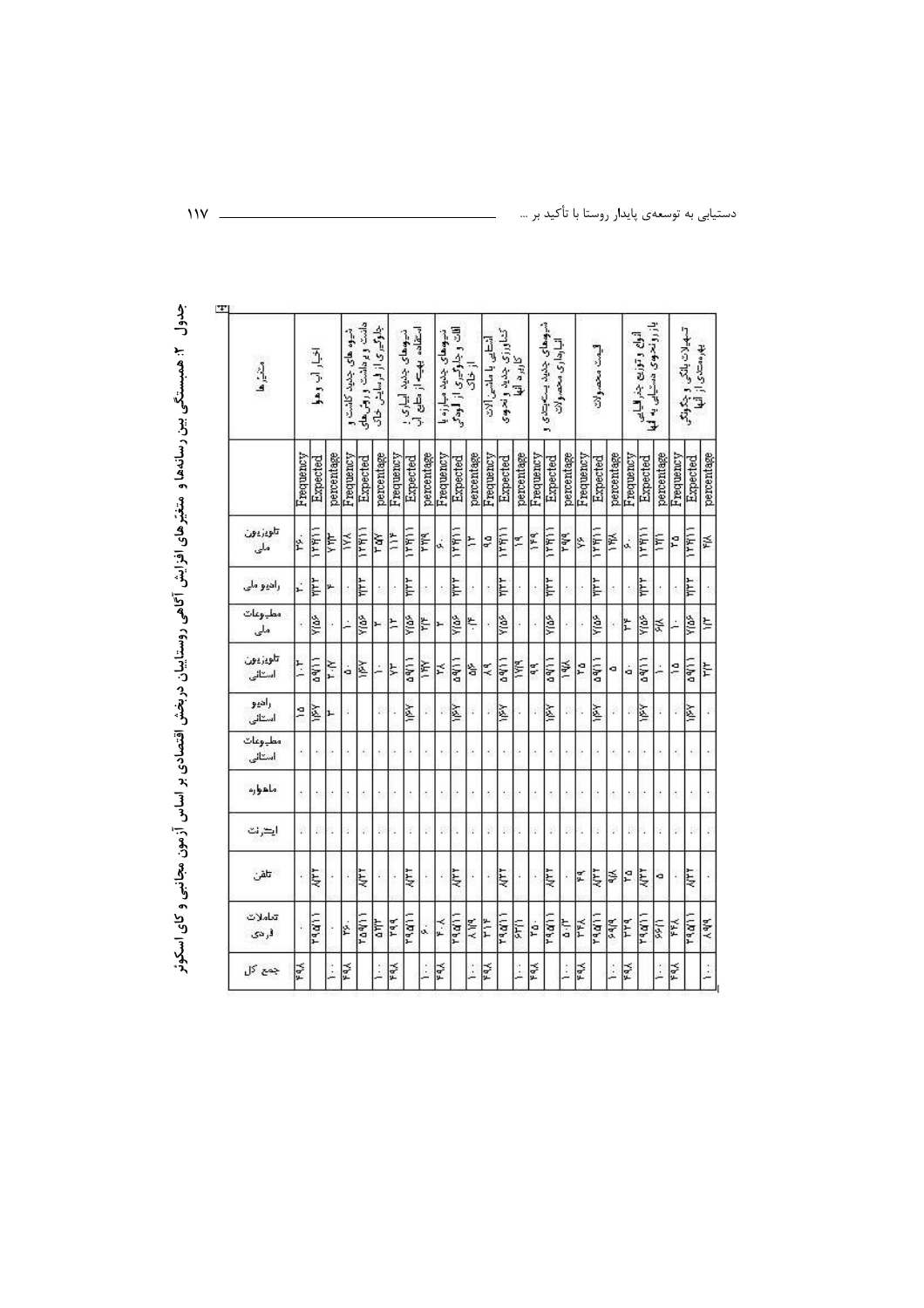جدول ۲: همبستگی بین رسانه‌ها و متغیرهای افزایش آگاهی روستاییان در بخش اقتصادی بر اساس آزمون مجانبی و کای اسکوئر

| متغیرها | | تلویزیون ملی | رادیو ملی | مطبوعات ملی | تلویزیون استانی | رادیو استانی | مطبوعات استانی | ماهواره | اینترنت | تلفن | تعاملات فردی | جمع کل |
|---|---|---|---|---|---|---|---|---|---|---|---|---|
| اخبار آب و هوا | Frequency | ۳۶۰ | ۲۰ | . | ۱۰۳ | ۱۵ | . | . | . | . | . | ۴۹۸ |
| | Expected | ۱۲۴/۱۱ | ۳/۳۲ | ۷/۵۶ | ۵۹/۱۱ | ۱/۶۷ | . | . | . | ۸/۳۲ | ۲۹۵/۱۱ | |
| | percentage | ۷۲/۳ | ۴ | . | ۲۰/۷ | ۳ | . | . | . | . | . | ۱۰۰ |
| شیوه‌های جدید کاشت و داشت و برداشت و روش‌های جلوگیری از فرسایش خاک | Frequency | ۱۲۸ | . | ۱ | ۵ | . | . | . | . | . | ۳۶۰ | ۴۹۸ |
| | Expected | ۱۲۴/۱۱ | ۳/۳۲ | ۷/۵۶ | ۱/۶۷ | . | . | . | . | ۸/۳۲ | ۲۹۵/۱۱ | |
| | percentage | ۲۵/۷ | . | ۰/۲ | ۱ | . | . | . | . | . | ۷۲/۳ | ۱۰۰ |
| شیوه‌های جدید آبیاری و استفاده بهینه از منابع آب | Frequency | ۱۱۴ | . | ۱۲ | ۷۲ | . | . | . | . | . | ۲۹۹ | ۴۹۸ |
| | Expected | ۱۲۴/۱۱ | ۳/۳۲ | ۷/۵۶ | ۵۹/۱۱ | ۱/۶۷ | . | . | . | ۸/۳۲ | ۲۹۵/۱۱ | |
| | percentage | ۲۲/۹ | . | ۲/۴ | ۱۴/۴ | . | . | . | . | . | ۶۰ | ۱۰۰ |
| شیوه‌های جدید مبارزه با آفات و جلوگیری از آلودگی آب و خاک | Frequency | ۶۰ | . | ۲ | ۲۸ | . | . | . | . | . | ۴۰۸ | ۴۹۸ |
| | Expected | ۱۲۴/۱۱ | ۳/۳۲ | ۷/۵۶ | ۵۹/۱۱ | ۱/۶۷ | . | . | . | ۸/۳۲ | ۲۹۵/۱۱ | |
| | percentage | ۱۲ | . | ۰/۴ | ۵/۶ | . | . | . | . | . | ۸۱/۹ | ۱۰۰ |
| استفاده از ماشین‌آلات کشاورزی جدید و نحوه کاربرد آنها | Frequency | ۹۵ | . | . | ۸۹ | . | . | . | . | . | ۳۱۴ | ۴۹۸ |
| | Expected | ۱۲۴/۱۱ | ۳/۳۲ | ۷/۵۶ | ۵۹/۱۱ | ۱/۶۷ | . | . | . | ۸/۳۲ | ۲۹۵/۱۱ | |
| | percentage | ۱۹ | . | . | ۱۷/۹ | . | . | . | . | . | ۶۳/۱ | ۱۰۰ |
| شیوه‌های جدید بسته‌بندی و انبارداری محصولات | Frequency | ۱۴۹ | . | . | ۹۹ | . | . | . | . | . | ۲۵۰ | ۴۹۸ |
| | Expected | ۱۲۴/۱۱ | ۳/۳۲ | ۷/۵۶ | ۵۹/۱۱ | ۱/۶۷ | . | . | . | ۸/۳۲ | ۲۹۵/۱۱ | |
| | percentage | ۲۹/۹ | . | . | ۱۹/۸ | . | . | . | . | . | ۵۰/۲ | ۱۰۰ |
| قیمت محصولات | Frequency | ۷۶ | . | . | ۲۵ | . | . | . | . | ۴۹ | ۳۴۸ | ۴۹۸ |
| | Expected | ۱۲۴/۱۱ | ۳/۳۲ | ۷/۵۶ | ۵۹/۱۱ | ۱/۶۷ | . | . | . | ۸/۳۲ | ۲۹۵/۱۱ | |
| | percentage | ۱۵/۳ | . | . | ۵ | . | . | . | . | ۹/۸ | ۶۹/۹ | ۱۰۰ |
| انواع و توزیع جنز مالی بازار و نحوه دسترسی به آنها | Frequency | ۶۰ | . | ۳۴ | ۵۰ | . | . | . | . | ۲۵ | ۳۲۹ | ۴۹۸ |
| | Expected | ۱۲۴/۱۱ | ۳/۳۲ | ۷/۵۶ | ۵۹/۱۱ | ۱/۶۷ | . | . | . | ۸/۳۲ | ۲۹۵/۱۱ | |
| | percentage | ۱۲/۱ | . | ۶/۸ | ۱۰ | . | . | . | . | ۵ | ۶۶/۱ | ۱۰۰ |
| تسهیلات بانکی و چگونگی بهره‌مندی از آنها | Frequency | ۳۵ | . | . | ۱۵ | . | . | . | . | . | ۴۴۸ | ۴۹۸ |
| | Expected | ۱۲۴/۱۱ | ۳/۳۲ | ۷/۵۶ | ۵۹/۱۱ | ۱/۶۷ | . | . | . | ۸/۳۲ | ۲۹۵/۱۱ | |
| | percentage | ۷ | . | . | ۳ | . | . | . | . | . | ۸۹/۹ | ۱۰۰ |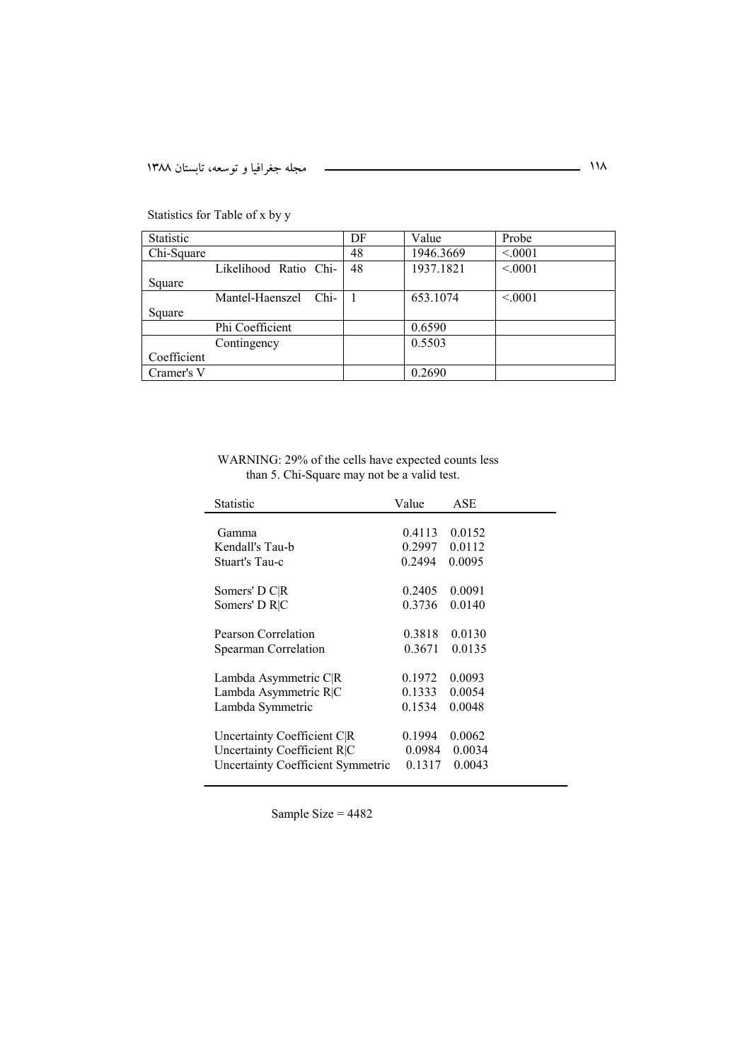Statistics for Table of x by y

| Statistic | DF | Value | Probe |
|---|---|---|---|
| Chi-Square | 48 | 1946.3669 | <.0001 |
| Likelihood Ratio Chi-Square | 48 | 1937.1821 | <.0001 |
| Mantel-Haenszel Chi-Square | 1 | 653.1074 | <.0001 |
| Phi Coefficient | | 0.6590 | |
| Contingency Coefficient | | 0.5503 | |
| Cramer's V | | 0.2690 | |

WARNING: 29% of the cells have expected counts less than 5. Chi-Square may not be a valid test.

| Statistic | Value | ASE |
|---|---|---|
| Gamma | 0.4113 | 0.0152 |
| Kendall's Tau-b | 0.2997 | 0.0112 |
| Stuart's Tau-c | 0.2494 | 0.0095 |
| Somers' D C\|R | 0.2405 | 0.0091 |
| Somers' D R\|C | 0.3736 | 0.0140 |
| Pearson Correlation | 0.3818 | 0.0130 |
| Spearman Correlation | 0.3671 | 0.0135 |
| Lambda Asymmetric C\|R | 0.1972 | 0.0093 |
| Lambda Asymmetric R\|C | 0.1333 | 0.0054 |
| Lambda Symmetric | 0.1534 | 0.0048 |
| Uncertainty Coefficient C\|R | 0.1994 | 0.0062 |
| Uncertainty Coefficient R\|C | 0.0984 | 0.0034 |
| Uncertainty Coefficient Symmetric | 0.1317 | 0.0043 |

Sample Size = 4482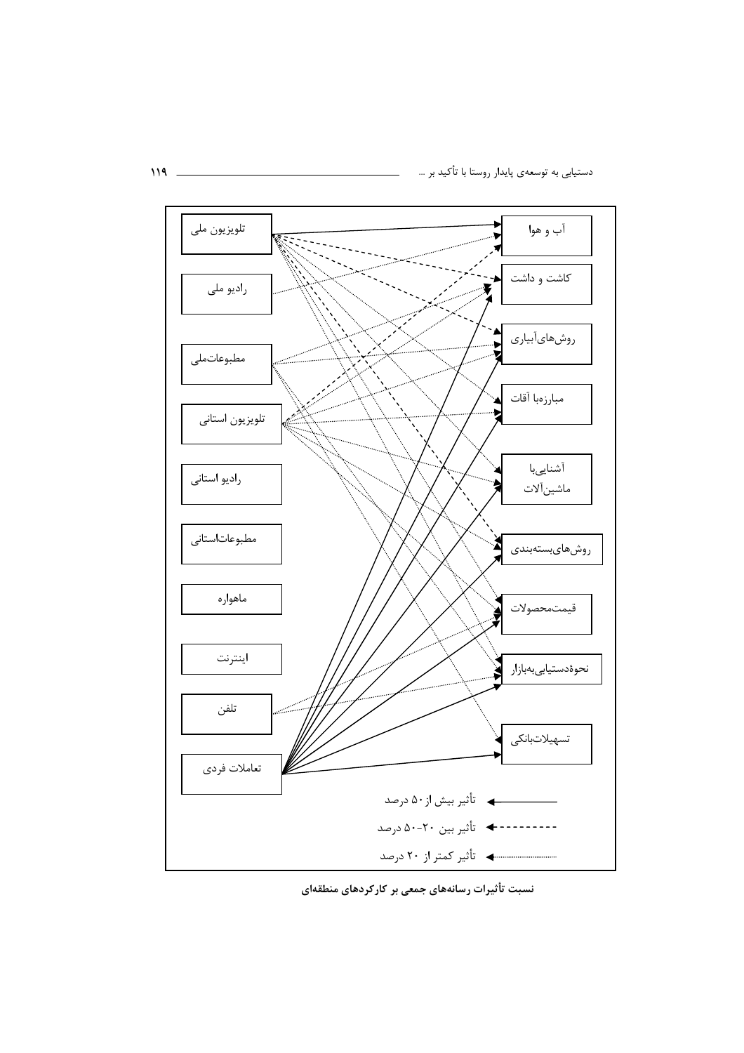تلویزیون ملی

رادیو ملی

مطبوعات‌ملی

تلویزیون استانی

رادیو استانی

مطبوعات‌استانی

ماهواره

اینترنت

تلفن

تعاملات فردی

آب و هوا

کاشت و داشت

روش‌های‌آبیاری

مبارزه‌با آفات

آشنایی‌با ماشین‌آلات

روش‌های‌بسته‌بندی

قیمت‌محصولات

نحوۀدستیابی‌به‌بازار

تسهیلات‌بانکی

تأثیر بیش از ۵۰ درصد

تأثیر بین ۲۰-۵۰ درصد

تأثیر کمتر از ۲۰ درصد

**نسبت تأثیرات رسانه‌های جمعی بر کارکردهای منطقه‌ای**